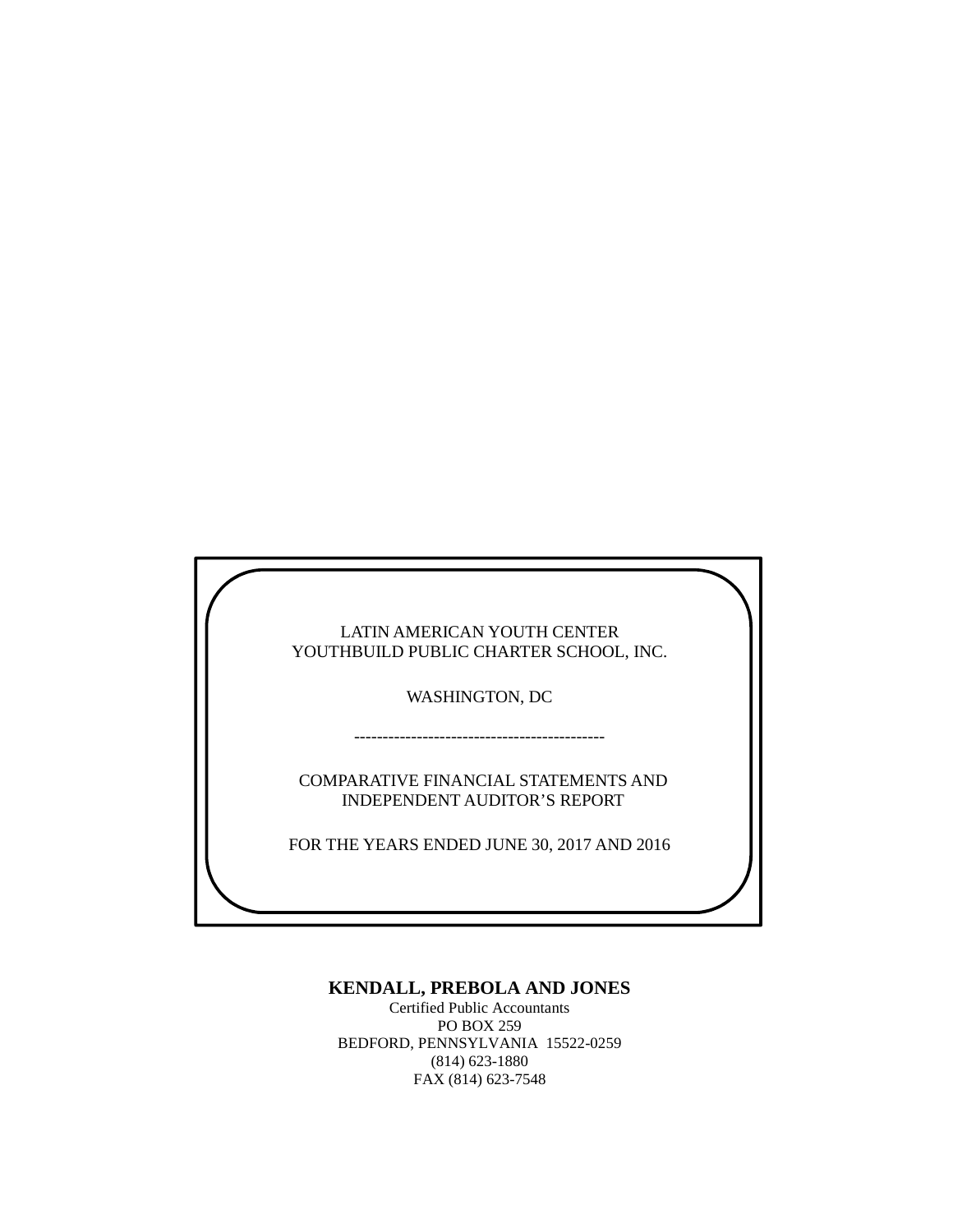LATIN AMERICAN YOUTH CENTER
YOUTHBUILD PUBLIC CHARTER SCHOOL, INC.

WASHINGTON, DC

---

COMPARATIVE FINANCIAL STATEMENTS AND
INDEPENDENT AUDITOR'S REPORT

FOR THE YEARS ENDED JUNE 30, 2017 AND 2016

**KENDALL, PREBOLA AND JONES**
Certified Public Accountants
PO BOX 259
BEDFORD, PENNSYLVANIA 15522-0259
(814) 623-1880
FAX (814) 623-7548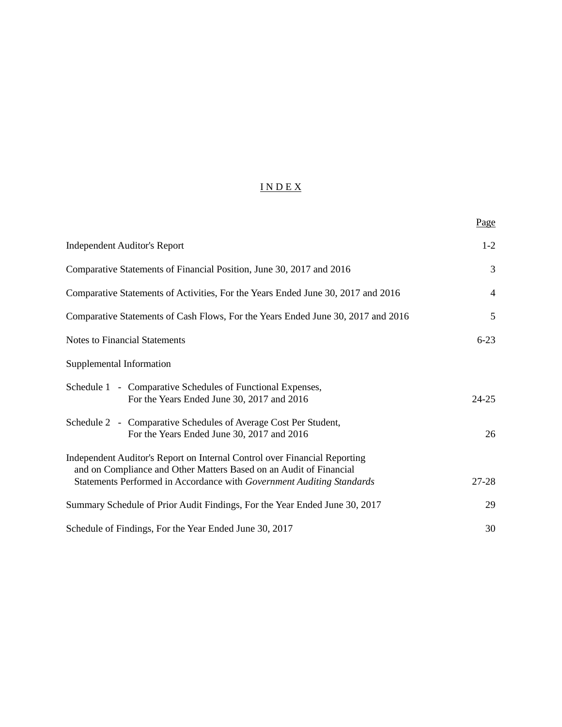# I N D E X

| | Page |
|---|---|
| Independent Auditor's Report | 1-2 |
| Comparative Statements of Financial Position, June 30, 2017 and 2016 | 3 |
| Comparative Statements of Activities, For the Years Ended June 30, 2017 and 2016 | 4 |
| Comparative Statements of Cash Flows, For the Years Ended June 30, 2017 and 2016 | 5 |
| Notes to Financial Statements | 6-23 |
| Supplemental Information | |
| Schedule 1 - Comparative Schedules of Functional Expenses, For the Years Ended June 30, 2017 and 2016 | 24-25 |
| Schedule 2 - Comparative Schedules of Average Cost Per Student, For the Years Ended June 30, 2017 and 2016 | 26 |
| Independent Auditor's Report on Internal Control over Financial Reporting and on Compliance and Other Matters Based on an Audit of Financial Statements Performed in Accordance with *Government Auditing Standards* | 27-28 |
| Summary Schedule of Prior Audit Findings, For the Year Ended June 30, 2017 | 29 |
| Schedule of Findings, For the Year Ended June 30, 2017 | 30 |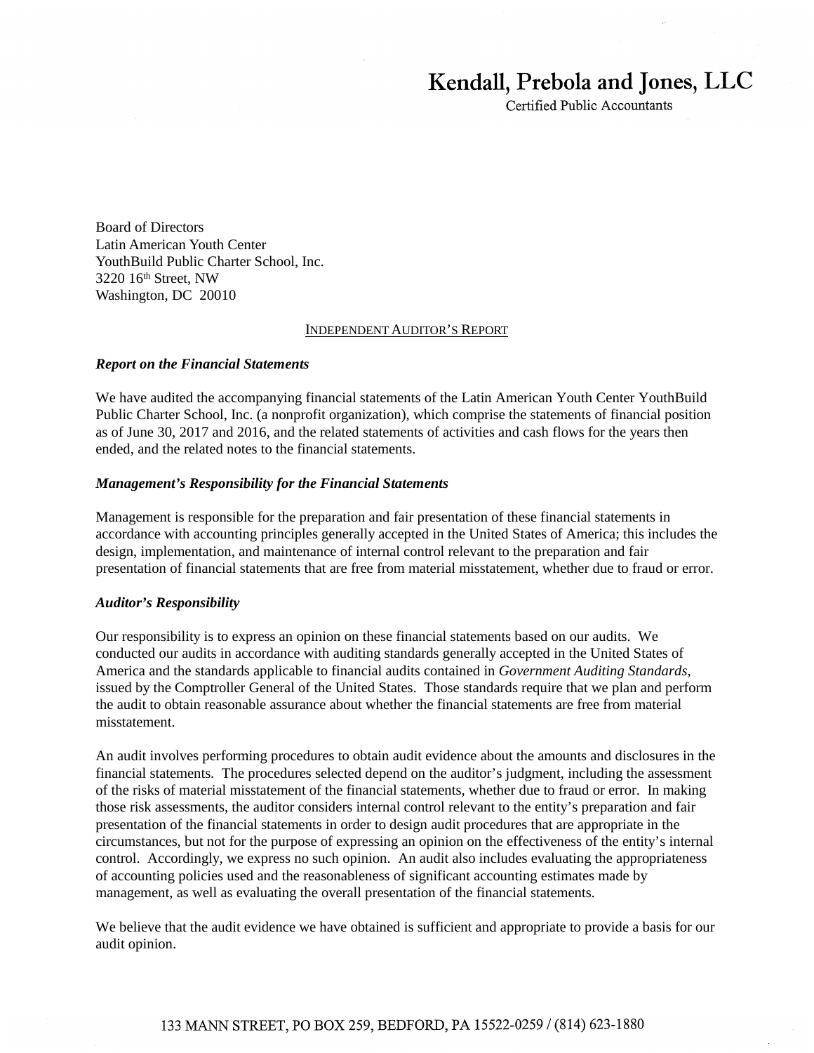Kendall, Prebola and Jones, LLC

Certified Public Accountants

Board of Directors
Latin American Youth Center
YouthBuild Public Charter School, Inc.
3220 16th Street, NW
Washington, DC 20010

## INDEPENDENT AUDITOR'S REPORT

***Report on the Financial Statements***

We have audited the accompanying financial statements of the Latin American Youth Center YouthBuild Public Charter School, Inc. (a nonprofit organization), which comprise the statements of financial position as of June 30, 2017 and 2016, and the related statements of activities and cash flows for the years then ended, and the related notes to the financial statements.

***Management's Responsibility for the Financial Statements***

Management is responsible for the preparation and fair presentation of these financial statements in accordance with accounting principles generally accepted in the United States of America; this includes the design, implementation, and maintenance of internal control relevant to the preparation and fair presentation of financial statements that are free from material misstatement, whether due to fraud or error.

***Auditor's Responsibility***

Our responsibility is to express an opinion on these financial statements based on our audits. We conducted our audits in accordance with auditing standards generally accepted in the United States of America and the standards applicable to financial audits contained in *Government Auditing Standards*, issued by the Comptroller General of the United States. Those standards require that we plan and perform the audit to obtain reasonable assurance about whether the financial statements are free from material misstatement.

An audit involves performing procedures to obtain audit evidence about the amounts and disclosures in the financial statements. The procedures selected depend on the auditor's judgment, including the assessment of the risks of material misstatement of the financial statements, whether due to fraud or error. In making those risk assessments, the auditor considers internal control relevant to the entity's preparation and fair presentation of the financial statements in order to design audit procedures that are appropriate in the circumstances, but not for the purpose of expressing an opinion on the effectiveness of the entity's internal control. Accordingly, we express no such opinion. An audit also includes evaluating the appropriateness of accounting policies used and the reasonableness of significant accounting estimates made by management, as well as evaluating the overall presentation of the financial statements.

We believe that the audit evidence we have obtained is sufficient and appropriate to provide a basis for our audit opinion.

133 MANN STREET, PO BOX 259, BEDFORD, PA 15522-0259 / (814) 623-1880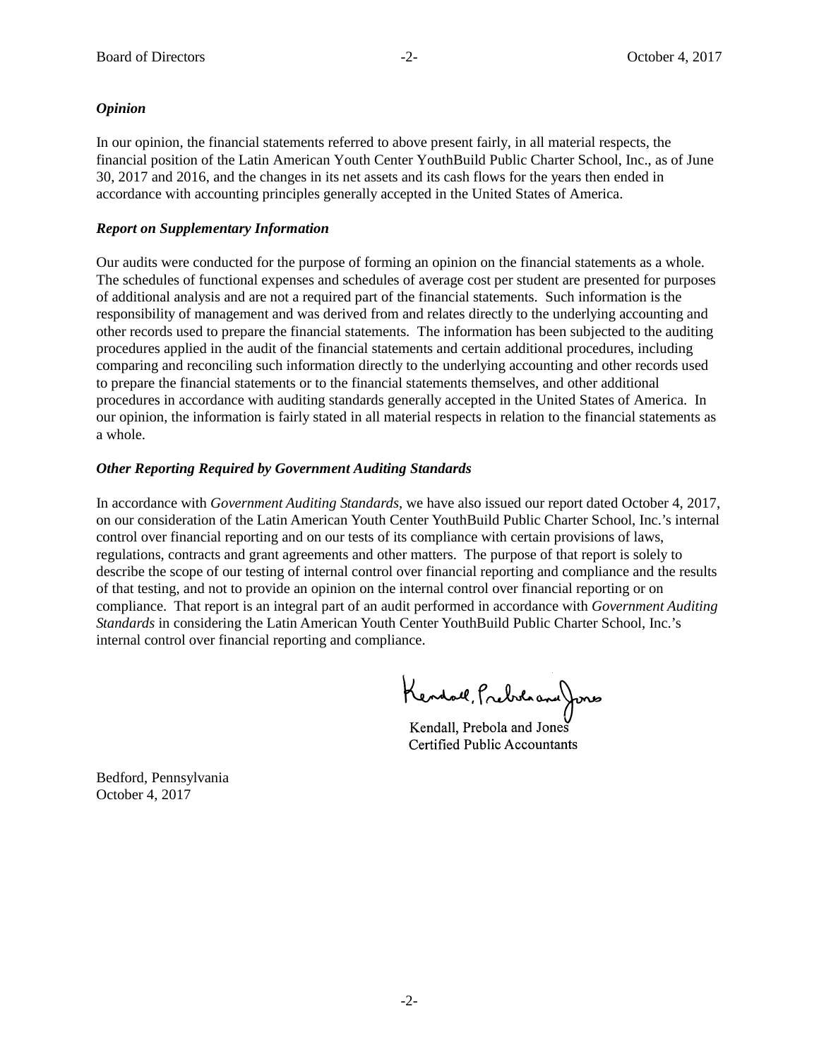***Opinion***

In our opinion, the financial statements referred to above present fairly, in all material respects, the financial position of the Latin American Youth Center YouthBuild Public Charter School, Inc., as of June 30, 2017 and 2016, and the changes in its net assets and its cash flows for the years then ended in accordance with accounting principles generally accepted in the United States of America.

***Report on Supplementary Information***

Our audits were conducted for the purpose of forming an opinion on the financial statements as a whole. The schedules of functional expenses and schedules of average cost per student are presented for purposes of additional analysis and are not a required part of the financial statements. Such information is the responsibility of management and was derived from and relates directly to the underlying accounting and other records used to prepare the financial statements. The information has been subjected to the auditing procedures applied in the audit of the financial statements and certain additional procedures, including comparing and reconciling such information directly to the underlying accounting and other records used to prepare the financial statements or to the financial statements themselves, and other additional procedures in accordance with auditing standards generally accepted in the United States of America. In our opinion, the information is fairly stated in all material respects in relation to the financial statements as a whole.

***Other Reporting Required by Government Auditing Standards***

In accordance with *Government Auditing Standards*, we have also issued our report dated October 4, 2017, on our consideration of the Latin American Youth Center YouthBuild Public Charter School, Inc.'s internal control over financial reporting and on our tests of its compliance with certain provisions of laws, regulations, contracts and grant agreements and other matters. The purpose of that report is solely to describe the scope of our testing of internal control over financial reporting and compliance and the results of that testing, and not to provide an opinion on the internal control over financial reporting or on compliance. That report is an integral part of an audit performed in accordance with *Government Auditing Standards* in considering the Latin American Youth Center YouthBuild Public Charter School, Inc.'s internal control over financial reporting and compliance.

Kendall, Prebola and Jones
Certified Public Accountants

Bedford, Pennsylvania
October 4, 2017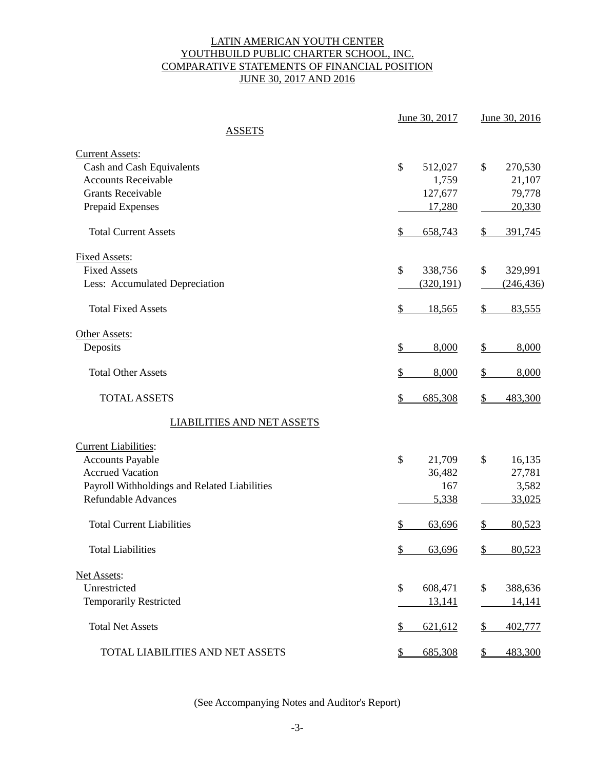# LATIN AMERICAN YOUTH CENTER
# YOUTHBUILD PUBLIC CHARTER SCHOOL, INC.
# COMPARATIVE STATEMENTS OF FINANCIAL POSITION
# JUNE 30, 2017 AND 2016

| | June 30, 2017 | June 30, 2016 |
|---|---|---|
| **ASSETS** | | |
| Current Assets: | | |
| Cash and Cash Equivalents | $ 512,027 | $ 270,530 |
| Accounts Receivable | 1,759 | 21,107 |
| Grants Receivable | 127,677 | 79,778 |
| Prepaid Expenses | 17,280 | 20,330 |
| Total Current Assets | $ 658,743 | $ 391,745 |
| Fixed Assets: | | |
| Fixed Assets | $ 338,756 | $ 329,991 |
| Less: Accumulated Depreciation | (320,191) | (246,436) |
| Total Fixed Assets | $ 18,565 | $ 83,555 |
| Other Assets: | | |
| Deposits | $ 8,000 | $ 8,000 |
| Total Other Assets | $ 8,000 | $ 8,000 |
| TOTAL ASSETS | $ 685,308 | $ 483,300 |
| **LIABILITIES AND NET ASSETS** | | |
| Current Liabilities: | | |
| Accounts Payable | $ 21,709 | $ 16,135 |
| Accrued Vacation | 36,482 | 27,781 |
| Payroll Withholdings and Related Liabilities | 167 | 3,582 |
| Refundable Advances | 5,338 | 33,025 |
| Total Current Liabilities | $ 63,696 | $ 80,523 |
| Total Liabilities | $ 63,696 | $ 80,523 |
| Net Assets: | | |
| Unrestricted | $ 608,471 | $ 388,636 |
| Temporarily Restricted | 13,141 | 14,141 |
| Total Net Assets | $ 621,612 | $ 402,777 |
| TOTAL LIABILITIES AND NET ASSETS | $ 685,308 | $ 483,300 |

(See Accompanying Notes and Auditor's Report)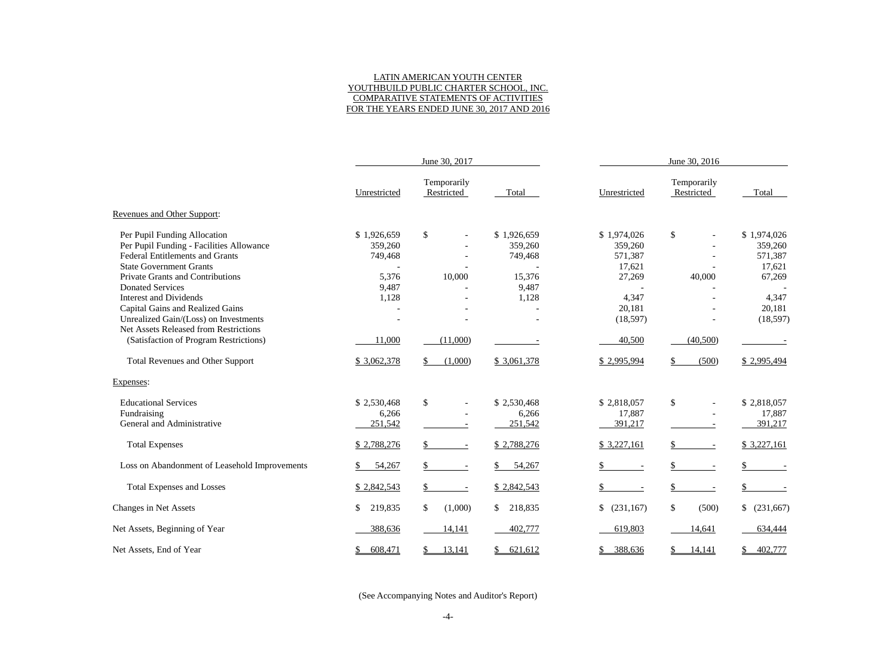LATIN AMERICAN YOUTH CENTER
YOUTHBUILD PUBLIC CHARTER SCHOOL, INC.
COMPARATIVE STATEMENTS OF ACTIVITIES
FOR THE YEARS ENDED JUNE 30, 2017 AND 2016

| | June 30, 2017 | | | June 30, 2016 | | |
|---|---|---|---|---|---|---|
| | Unrestricted | Temporarily Restricted | Total | Unrestricted | Temporarily Restricted | Total |
| Revenues and Other Support: | | | | | | |
| Per Pupil Funding Allocation | $ 1,926,659 | $ - | $ 1,926,659 | $ 1,974,026 | $ - | $ 1,974,026 |
| Per Pupil Funding - Facilities Allowance | 359,260 | - | 359,260 | 359,260 | - | 359,260 |
| Federal Entitlements and Grants | 749,468 | - | 749,468 | 571,387 | - | 571,387 |
| State Government Grants | - | - | - | 17,621 | - | 17,621 |
| Private Grants and Contributions | 5,376 | 10,000 | 15,376 | 27,269 | 40,000 | 67,269 |
| Donated Services | 9,487 | - | 9,487 | - | - | - |
| Interest and Dividends | 1,128 | - | 1,128 | 4,347 | - | 4,347 |
| Capital Gains and Realized Gains | - | - | - | 20,181 | - | 20,181 |
| Unrealized Gain/(Loss) on Investments | - | - | - | (18,597) | - | (18,597) |
| Net Assets Released from Restrictions (Satisfaction of Program Restrictions) | 11,000 | (11,000) | - | 40,500 | (40,500) | - |
| Total Revenues and Other Support | $ 3,062,378 | $ (1,000) | $ 3,061,378 | $ 2,995,994 | $ (500) | $ 2,995,494 |
| Expenses: | | | | | | |
| Educational Services | $ 2,530,468 | $ - | $ 2,530,468 | $ 2,818,057 | $ - | $ 2,818,057 |
| Fundraising | 6,266 | - | 6,266 | 17,887 | - | 17,887 |
| General and Administrative | 251,542 | - | 251,542 | 391,217 | - | 391,217 |
| Total Expenses | $ 2,788,276 | $ - | $ 2,788,276 | $ 3,227,161 | $ - | $ 3,227,161 |
| Loss on Abandonment of Leasehold Improvements | $ 54,267 | $ - | $ 54,267 | $ - | $ - | $ - |
| Total Expenses and Losses | $ 2,842,543 | $ - | $ 2,842,543 | $ - | $ - | $ - |
| Changes in Net Assets | $ 219,835 | $ (1,000) | $ 218,835 | $ (231,167) | $ (500) | $ (231,667) |
| Net Assets, Beginning of Year | 388,636 | 14,141 | 402,777 | 619,803 | 14,641 | 634,444 |
| Net Assets, End of Year | $ 608,471 | $ 13,141 | $ 621,612 | $ 388,636 | $ 14,141 | $ 402,777 |

(See Accompanying Notes and Auditor's Report)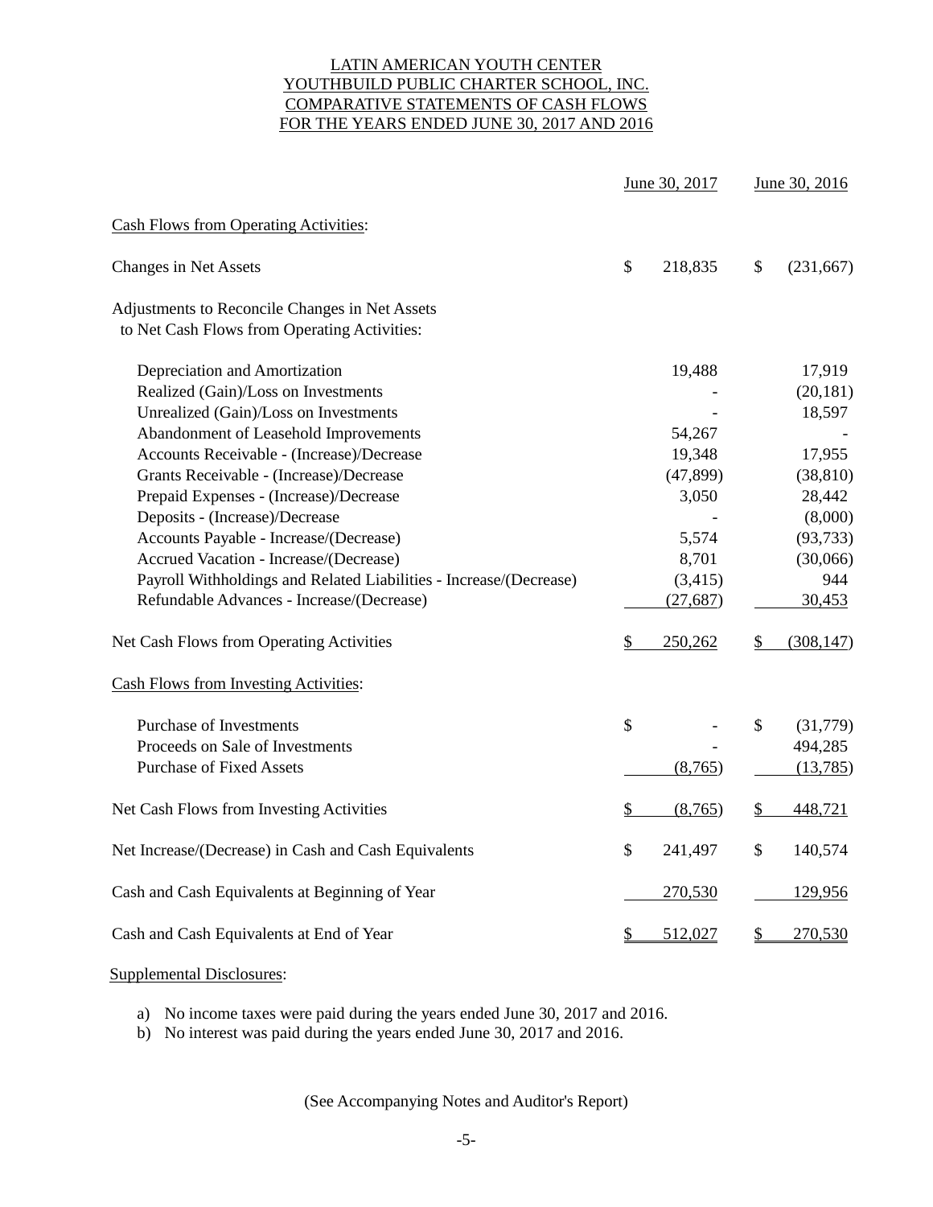LATIN AMERICAN YOUTH CENTER
YOUTHBUILD PUBLIC CHARTER SCHOOL, INC.
COMPARATIVE STATEMENTS OF CASH FLOWS
FOR THE YEARS ENDED JUNE 30, 2017 AND 2016

| | June 30, 2017 | June 30, 2016 |
|---|---|---|
| **Cash Flows from Operating Activities:** | | |
| Changes in Net Assets | $ 218,835 | $ (231,667) |
| Adjustments to Reconcile Changes in Net Assets to Net Cash Flows from Operating Activities: | | |
| Depreciation and Amortization | 19,488 | 17,919 |
| Realized (Gain)/Loss on Investments | - | (20,181) |
| Unrealized (Gain)/Loss on Investments | - | 18,597 |
| Abandonment of Leasehold Improvements | 54,267 | - |
| Accounts Receivable - (Increase)/Decrease | 19,348 | 17,955 |
| Grants Receivable - (Increase)/Decrease | (47,899) | (38,810) |
| Prepaid Expenses - (Increase)/Decrease | 3,050 | 28,442 |
| Deposits - (Increase)/Decrease | - | (8,000) |
| Accounts Payable - Increase/(Decrease) | 5,574 | (93,733) |
| Accrued Vacation - Increase/(Decrease) | 8,701 | (30,066) |
| Payroll Withholdings and Related Liabilities - Increase/(Decrease) | (3,415) | 944 |
| Refundable Advances - Increase/(Decrease) | (27,687) | 30,453 |
| Net Cash Flows from Operating Activities | $ 250,262 | $ (308,147) |
| **Cash Flows from Investing Activities:** | | |
| Purchase of Investments | $ - | $ (31,779) |
| Proceeds on Sale of Investments | - | 494,285 |
| Purchase of Fixed Assets | (8,765) | (13,785) |
| Net Cash Flows from Investing Activities | $ (8,765) | $ 448,721 |
| Net Increase/(Decrease) in Cash and Cash Equivalents | $ 241,497 | $ 140,574 |
| Cash and Cash Equivalents at Beginning of Year | 270,530 | 129,956 |
| Cash and Cash Equivalents at End of Year | $ 512,027 | $ 270,530 |

Supplemental Disclosures:

a) No income taxes were paid during the years ended June 30, 2017 and 2016.
b) No interest was paid during the years ended June 30, 2017 and 2016.

(See Accompanying Notes and Auditor's Report)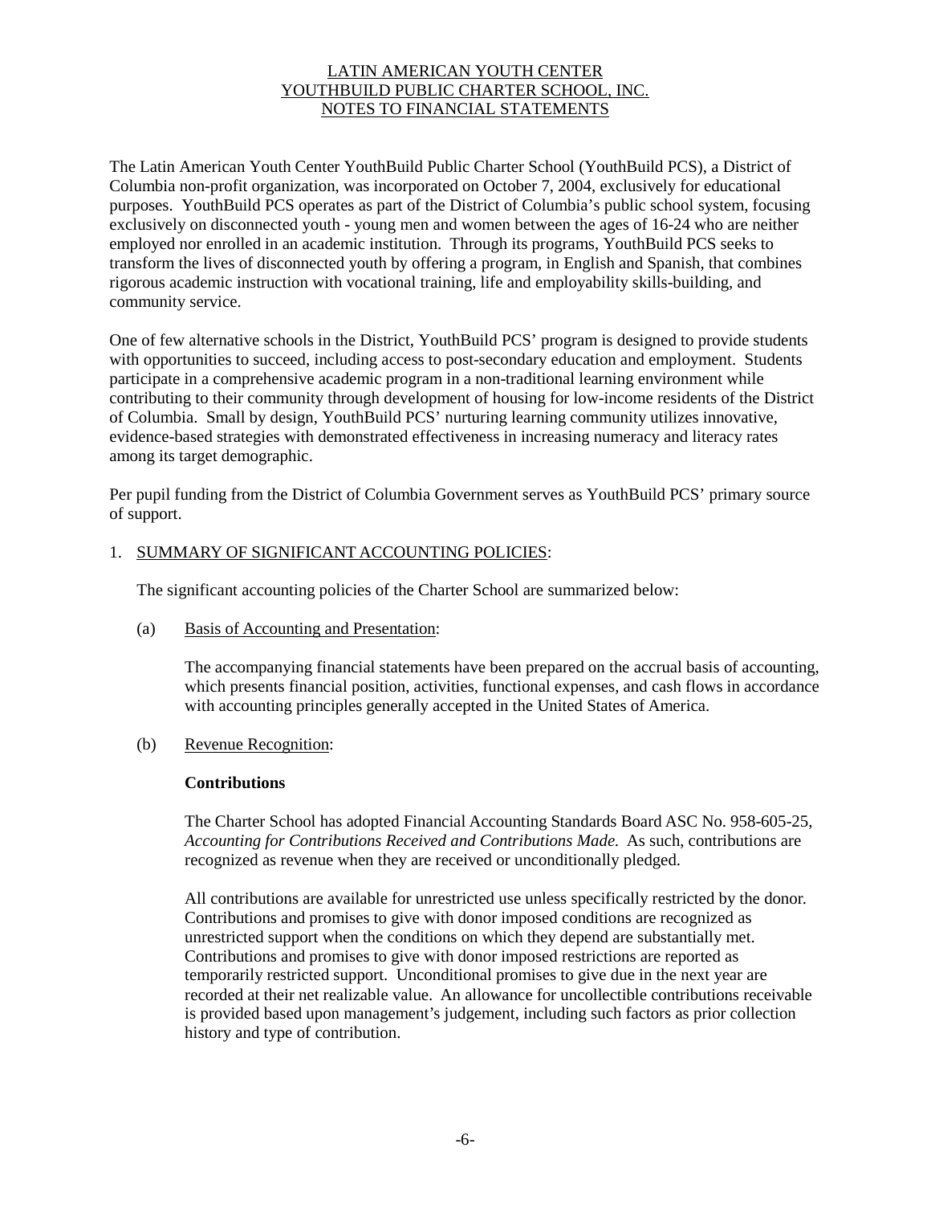# LATIN AMERICAN YOUTH CENTER
# YOUTHBUILD PUBLIC CHARTER SCHOOL, INC.
## NOTES TO FINANCIAL STATEMENTS

The Latin American Youth Center YouthBuild Public Charter School (YouthBuild PCS), a District of Columbia non-profit organization, was incorporated on October 7, 2004, exclusively for educational purposes. YouthBuild PCS operates as part of the District of Columbia's public school system, focusing exclusively on disconnected youth - young men and women between the ages of 16-24 who are neither employed nor enrolled in an academic institution. Through its programs, YouthBuild PCS seeks to transform the lives of disconnected youth by offering a program, in English and Spanish, that combines rigorous academic instruction with vocational training, life and employability skills-building, and community service.

One of few alternative schools in the District, YouthBuild PCS' program is designed to provide students with opportunities to succeed, including access to post-secondary education and employment. Students participate in a comprehensive academic program in a non-traditional learning environment while contributing to their community through development of housing for low-income residents of the District of Columbia. Small by design, YouthBuild PCS' nurturing learning community utilizes innovative, evidence-based strategies with demonstrated effectiveness in increasing numeracy and literacy rates among its target demographic.

Per pupil funding from the District of Columbia Government serves as YouthBuild PCS' primary source of support.

1. SUMMARY OF SIGNIFICANT ACCOUNTING POLICIES:

   The significant accounting policies of the Charter School are summarized below:

   (a) Basis of Accounting and Presentation:

   The accompanying financial statements have been prepared on the accrual basis of accounting, which presents financial position, activities, functional expenses, and cash flows in accordance with accounting principles generally accepted in the United States of America.

   (b) Revenue Recognition:

   **Contributions**

   The Charter School has adopted Financial Accounting Standards Board ASC No. 958-605-25, *Accounting for Contributions Received and Contributions Made.* As such, contributions are recognized as revenue when they are received or unconditionally pledged.

   All contributions are available for unrestricted use unless specifically restricted by the donor. Contributions and promises to give with donor imposed conditions are recognized as unrestricted support when the conditions on which they depend are substantially met. Contributions and promises to give with donor imposed restrictions are reported as temporarily restricted support. Unconditional promises to give due in the next year are recorded at their net realizable value. An allowance for uncollectible contributions receivable is provided based upon management's judgement, including such factors as prior collection history and type of contribution.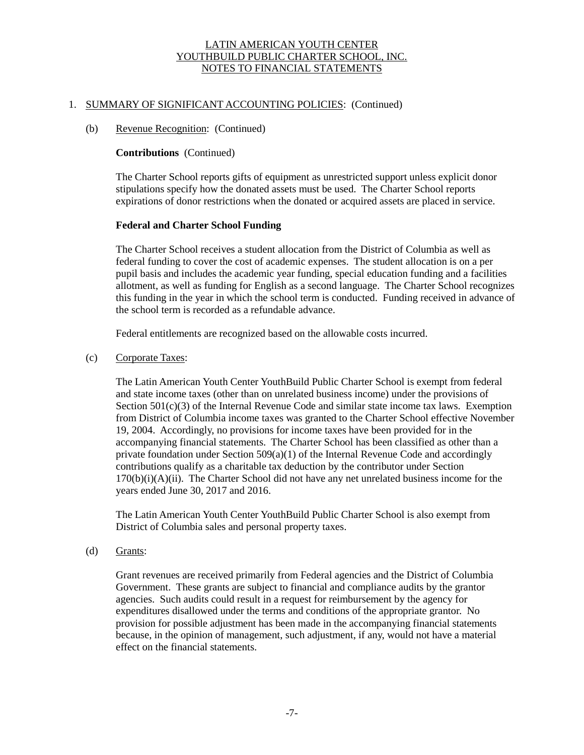LATIN AMERICAN YOUTH CENTER
YOUTHBUILD PUBLIC CHARTER SCHOOL, INC.
NOTES TO FINANCIAL STATEMENTS

1. SUMMARY OF SIGNIFICANT ACCOUNTING POLICIES: (Continued)

(b) Revenue Recognition: (Continued)

**Contributions** (Continued)

The Charter School reports gifts of equipment as unrestricted support unless explicit donor stipulations specify how the donated assets must be used. The Charter School reports expirations of donor restrictions when the donated or acquired assets are placed in service.

**Federal and Charter School Funding**

The Charter School receives a student allocation from the District of Columbia as well as federal funding to cover the cost of academic expenses. The student allocation is on a per pupil basis and includes the academic year funding, special education funding and a facilities allotment, as well as funding for English as a second language. The Charter School recognizes this funding in the year in which the school term is conducted. Funding received in advance of the school term is recorded as a refundable advance.

Federal entitlements are recognized based on the allowable costs incurred.

(c) Corporate Taxes:

The Latin American Youth Center YouthBuild Public Charter School is exempt from federal and state income taxes (other than on unrelated business income) under the provisions of Section 501(c)(3) of the Internal Revenue Code and similar state income tax laws. Exemption from District of Columbia income taxes was granted to the Charter School effective November 19, 2004. Accordingly, no provisions for income taxes have been provided for in the accompanying financial statements. The Charter School has been classified as other than a private foundation under Section 509(a)(1) of the Internal Revenue Code and accordingly contributions qualify as a charitable tax deduction by the contributor under Section 170(b)(i)(A)(ii). The Charter School did not have any net unrelated business income for the years ended June 30, 2017 and 2016.

The Latin American Youth Center YouthBuild Public Charter School is also exempt from District of Columbia sales and personal property taxes.

(d) Grants:

Grant revenues are received primarily from Federal agencies and the District of Columbia Government. These grants are subject to financial and compliance audits by the grantor agencies. Such audits could result in a request for reimbursement by the agency for expenditures disallowed under the terms and conditions of the appropriate grantor. No provision for possible adjustment has been made in the accompanying financial statements because, in the opinion of management, such adjustment, if any, would not have a material effect on the financial statements.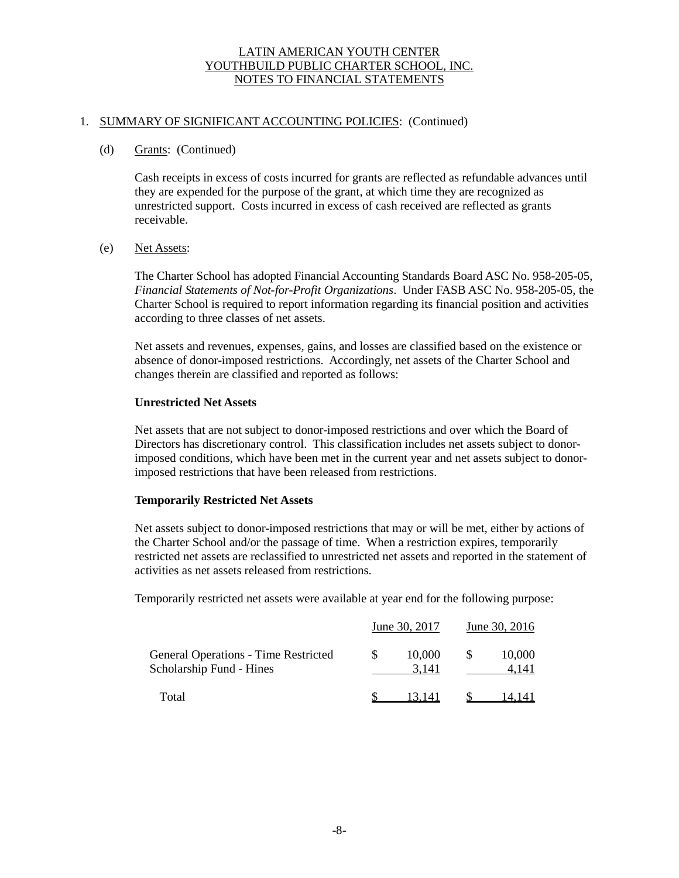LATIN AMERICAN YOUTH CENTER
YOUTHBUILD PUBLIC CHARTER SCHOOL, INC.
NOTES TO FINANCIAL STATEMENTS

1. SUMMARY OF SIGNIFICANT ACCOUNTING POLICIES: (Continued)

(d) Grants: (Continued)

Cash receipts in excess of costs incurred for grants are reflected as refundable advances until they are expended for the purpose of the grant, at which time they are recognized as unrestricted support. Costs incurred in excess of cash received are reflected as grants receivable.

(e) Net Assets:

The Charter School has adopted Financial Accounting Standards Board ASC No. 958-205-05, *Financial Statements of Not-for-Profit Organizations*. Under FASB ASC No. 958-205-05, the Charter School is required to report information regarding its financial position and activities according to three classes of net assets.

Net assets and revenues, expenses, gains, and losses are classified based on the existence or absence of donor-imposed restrictions. Accordingly, net assets of the Charter School and changes therein are classified and reported as follows:

**Unrestricted Net Assets**

Net assets that are not subject to donor-imposed restrictions and over which the Board of Directors has discretionary control. This classification includes net assets subject to donor-imposed conditions, which have been met in the current year and net assets subject to donor-imposed restrictions that have been released from restrictions.

**Temporarily Restricted Net Assets**

Net assets subject to donor-imposed restrictions that may or will be met, either by actions of the Charter School and/or the passage of time. When a restriction expires, temporarily restricted net assets are reclassified to unrestricted net assets and reported in the statement of activities as net assets released from restrictions.

Temporarily restricted net assets were available at year end for the following purpose:

| | June 30, 2017 | June 30, 2016 |
|---|---|---|
| General Operations - Time Restricted | $ 10,000 | $ 10,000 |
| Scholarship Fund - Hines | 3,141 | 4,141 |
| Total | $ 13,141 | $ 14,141 |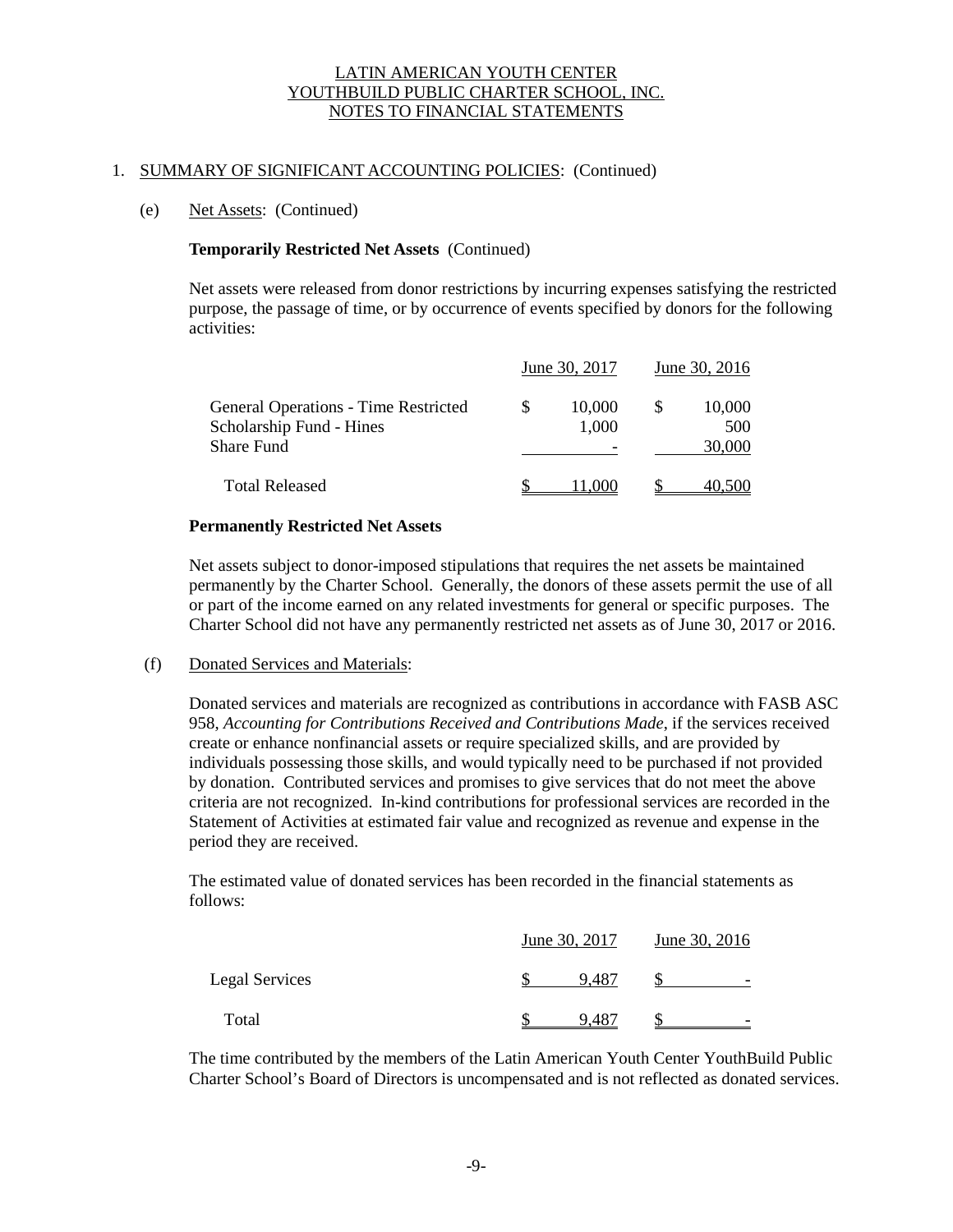LATIN AMERICAN YOUTH CENTER
YOUTHBUILD PUBLIC CHARTER SCHOOL, INC.
NOTES TO FINANCIAL STATEMENTS

1. SUMMARY OF SIGNIFICANT ACCOUNTING POLICIES: (Continued)

(e) Net Assets: (Continued)

**Temporarily Restricted Net Assets** (Continued)

Net assets were released from donor restrictions by incurring expenses satisfying the restricted purpose, the passage of time, or by occurrence of events specified by donors for the following activities:

| | June 30, 2017 | June 30, 2016 |
|---|---|---|
| General Operations - Time Restricted | $ 10,000 | $ 10,000 |
| Scholarship Fund - Hines | 1,000 | 500 |
| Share Fund | - | 30,000 |
| Total Released | $ 11,000 | $ 40,500 |

**Permanently Restricted Net Assets**

Net assets subject to donor-imposed stipulations that requires the net assets be maintained permanently by the Charter School. Generally, the donors of these assets permit the use of all or part of the income earned on any related investments for general or specific purposes. The Charter School did not have any permanently restricted net assets as of June 30, 2017 or 2016.

(f) Donated Services and Materials:

Donated services and materials are recognized as contributions in accordance with FASB ASC 958, *Accounting for Contributions Received and Contributions Made*, if the services received create or enhance nonfinancial assets or require specialized skills, and are provided by individuals possessing those skills, and would typically need to be purchased if not provided by donation. Contributed services and promises to give services that do not meet the above criteria are not recognized. In-kind contributions for professional services are recorded in the Statement of Activities at estimated fair value and recognized as revenue and expense in the period they are received.

The estimated value of donated services has been recorded in the financial statements as follows:

| | June 30, 2017 | June 30, 2016 |
|---|---|---|
| Legal Services | $ 9,487 | $ - |
| Total | $ 9,487 | $ - |

The time contributed by the members of the Latin American Youth Center YouthBuild Public Charter School's Board of Directors is uncompensated and is not reflected as donated services.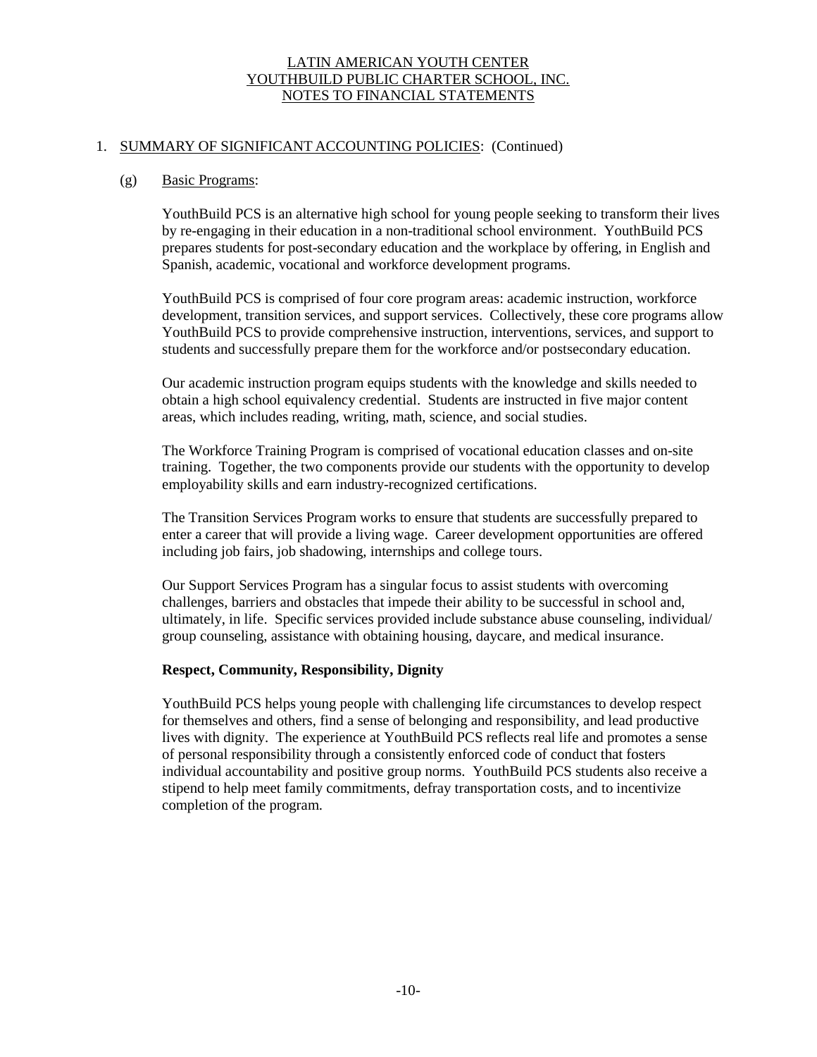LATIN AMERICAN YOUTH CENTER
YOUTHBUILD PUBLIC CHARTER SCHOOL, INC.
NOTES TO FINANCIAL STATEMENTS

1. SUMMARY OF SIGNIFICANT ACCOUNTING POLICIES: (Continued)

(g) Basic Programs:

YouthBuild PCS is an alternative high school for young people seeking to transform their lives by re-engaging in their education in a non-traditional school environment. YouthBuild PCS prepares students for post-secondary education and the workplace by offering, in English and Spanish, academic, vocational and workforce development programs.

YouthBuild PCS is comprised of four core program areas: academic instruction, workforce development, transition services, and support services. Collectively, these core programs allow YouthBuild PCS to provide comprehensive instruction, interventions, services, and support to students and successfully prepare them for the workforce and/or postsecondary education.

Our academic instruction program equips students with the knowledge and skills needed to obtain a high school equivalency credential. Students are instructed in five major content areas, which includes reading, writing, math, science, and social studies.

The Workforce Training Program is comprised of vocational education classes and on-site training. Together, the two components provide our students with the opportunity to develop employability skills and earn industry-recognized certifications.

The Transition Services Program works to ensure that students are successfully prepared to enter a career that will provide a living wage. Career development opportunities are offered including job fairs, job shadowing, internships and college tours.

Our Support Services Program has a singular focus to assist students with overcoming challenges, barriers and obstacles that impede their ability to be successful in school and, ultimately, in life. Specific services provided include substance abuse counseling, individual/ group counseling, assistance with obtaining housing, daycare, and medical insurance.

**Respect, Community, Responsibility, Dignity**

YouthBuild PCS helps young people with challenging life circumstances to develop respect for themselves and others, find a sense of belonging and responsibility, and lead productive lives with dignity. The experience at YouthBuild PCS reflects real life and promotes a sense of personal responsibility through a consistently enforced code of conduct that fosters individual accountability and positive group norms. YouthBuild PCS students also receive a stipend to help meet family commitments, defray transportation costs, and to incentivize completion of the program.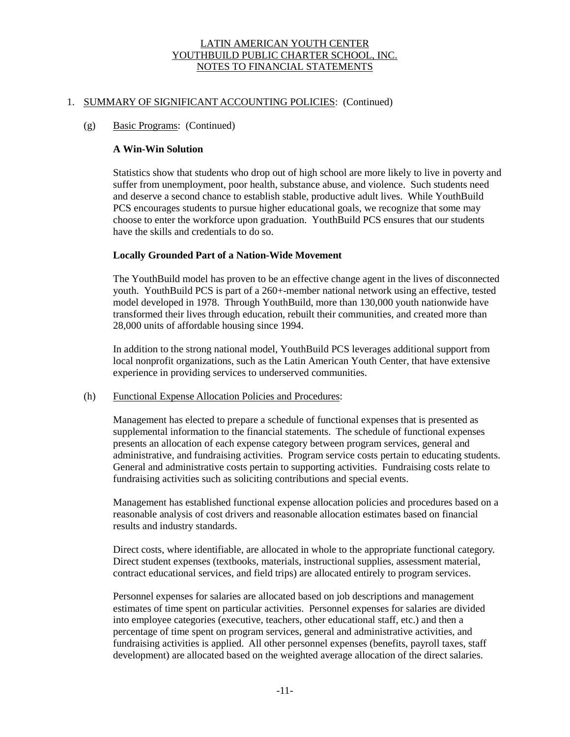LATIN AMERICAN YOUTH CENTER
YOUTHBUILD PUBLIC CHARTER SCHOOL, INC.
NOTES TO FINANCIAL STATEMENTS

1. SUMMARY OF SIGNIFICANT ACCOUNTING POLICIES: (Continued)

(g) Basic Programs: (Continued)

**A Win-Win Solution**

Statistics show that students who drop out of high school are more likely to live in poverty and suffer from unemployment, poor health, substance abuse, and violence. Such students need and deserve a second chance to establish stable, productive adult lives. While YouthBuild PCS encourages students to pursue higher educational goals, we recognize that some may choose to enter the workforce upon graduation. YouthBuild PCS ensures that our students have the skills and credentials to do so.

**Locally Grounded Part of a Nation-Wide Movement**

The YouthBuild model has proven to be an effective change agent in the lives of disconnected youth. YouthBuild PCS is part of a 260+-member national network using an effective, tested model developed in 1978. Through YouthBuild, more than 130,000 youth nationwide have transformed their lives through education, rebuilt their communities, and created more than 28,000 units of affordable housing since 1994.

In addition to the strong national model, YouthBuild PCS leverages additional support from local nonprofit organizations, such as the Latin American Youth Center, that have extensive experience in providing services to underserved communities.

(h) Functional Expense Allocation Policies and Procedures:

Management has elected to prepare a schedule of functional expenses that is presented as supplemental information to the financial statements. The schedule of functional expenses presents an allocation of each expense category between program services, general and administrative, and fundraising activities. Program service costs pertain to educating students. General and administrative costs pertain to supporting activities. Fundraising costs relate to fundraising activities such as soliciting contributions and special events.

Management has established functional expense allocation policies and procedures based on a reasonable analysis of cost drivers and reasonable allocation estimates based on financial results and industry standards.

Direct costs, where identifiable, are allocated in whole to the appropriate functional category. Direct student expenses (textbooks, materials, instructional supplies, assessment material, contract educational services, and field trips) are allocated entirely to program services.

Personnel expenses for salaries are allocated based on job descriptions and management estimates of time spent on particular activities. Personnel expenses for salaries are divided into employee categories (executive, teachers, other educational staff, etc.) and then a percentage of time spent on program services, general and administrative activities, and fundraising activities is applied. All other personnel expenses (benefits, payroll taxes, staff development) are allocated based on the weighted average allocation of the direct salaries.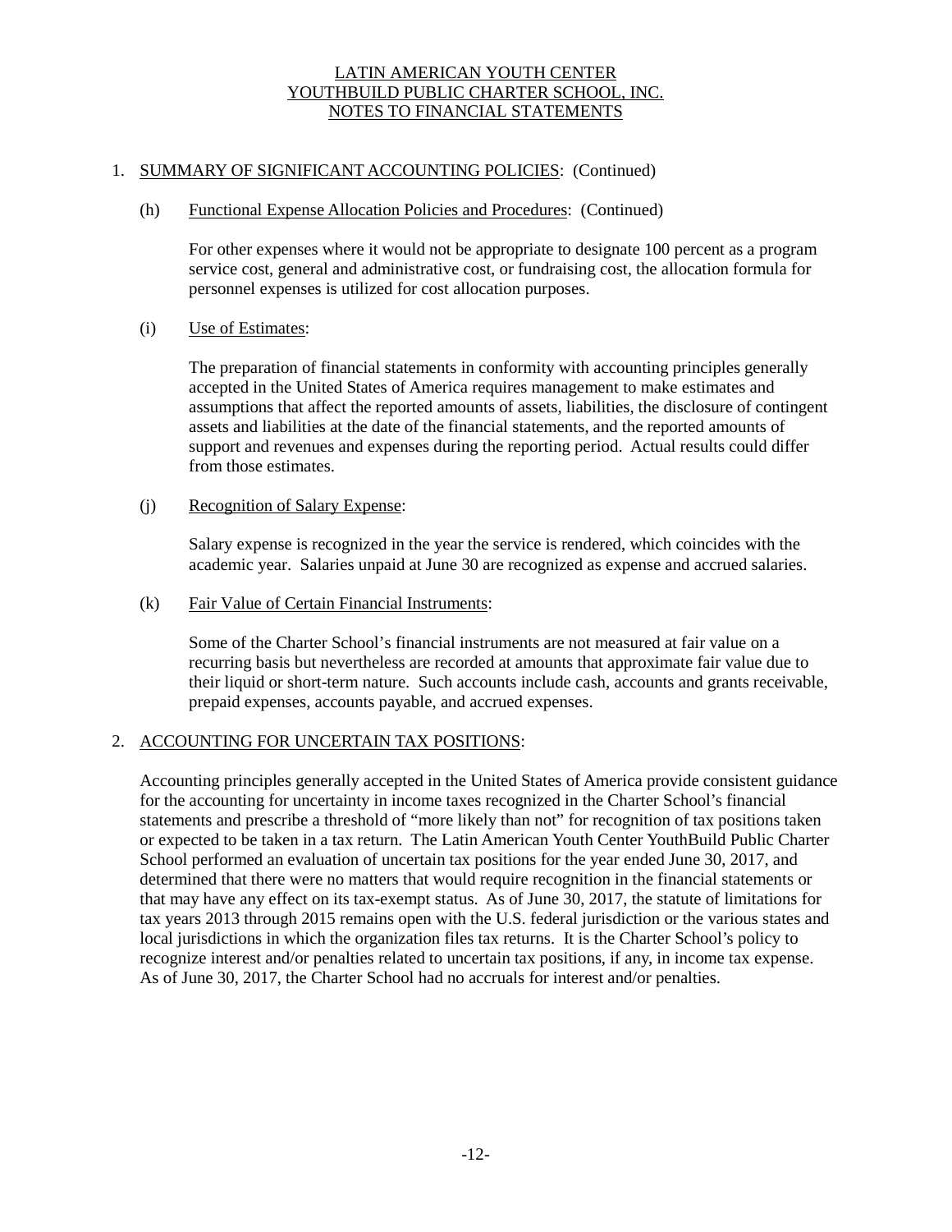# LATIN AMERICAN YOUTH CENTER
# YOUTHBUILD PUBLIC CHARTER SCHOOL, INC.
# NOTES TO FINANCIAL STATEMENTS

1. SUMMARY OF SIGNIFICANT ACCOUNTING POLICIES: (Continued)

   (h) Functional Expense Allocation Policies and Procedures: (Continued)

   For other expenses where it would not be appropriate to designate 100 percent as a program service cost, general and administrative cost, or fundraising cost, the allocation formula for personnel expenses is utilized for cost allocation purposes.

   (i) Use of Estimates:

   The preparation of financial statements in conformity with accounting principles generally accepted in the United States of America requires management to make estimates and assumptions that affect the reported amounts of assets, liabilities, the disclosure of contingent assets and liabilities at the date of the financial statements, and the reported amounts of support and revenues and expenses during the reporting period. Actual results could differ from those estimates.

   (j) Recognition of Salary Expense:

   Salary expense is recognized in the year the service is rendered, which coincides with the academic year. Salaries unpaid at June 30 are recognized as expense and accrued salaries.

   (k) Fair Value of Certain Financial Instruments:

   Some of the Charter School's financial instruments are not measured at fair value on a recurring basis but nevertheless are recorded at amounts that approximate fair value due to their liquid or short-term nature. Such accounts include cash, accounts and grants receivable, prepaid expenses, accounts payable, and accrued expenses.

2. ACCOUNTING FOR UNCERTAIN TAX POSITIONS:

   Accounting principles generally accepted in the United States of America provide consistent guidance for the accounting for uncertainty in income taxes recognized in the Charter School's financial statements and prescribe a threshold of "more likely than not" for recognition of tax positions taken or expected to be taken in a tax return. The Latin American Youth Center YouthBuild Public Charter School performed an evaluation of uncertain tax positions for the year ended June 30, 2017, and determined that there were no matters that would require recognition in the financial statements or that may have any effect on its tax-exempt status. As of June 30, 2017, the statute of limitations for tax years 2013 through 2015 remains open with the U.S. federal jurisdiction or the various states and local jurisdictions in which the organization files tax returns. It is the Charter School's policy to recognize interest and/or penalties related to uncertain tax positions, if any, in income tax expense. As of June 30, 2017, the Charter School had no accruals for interest and/or penalties.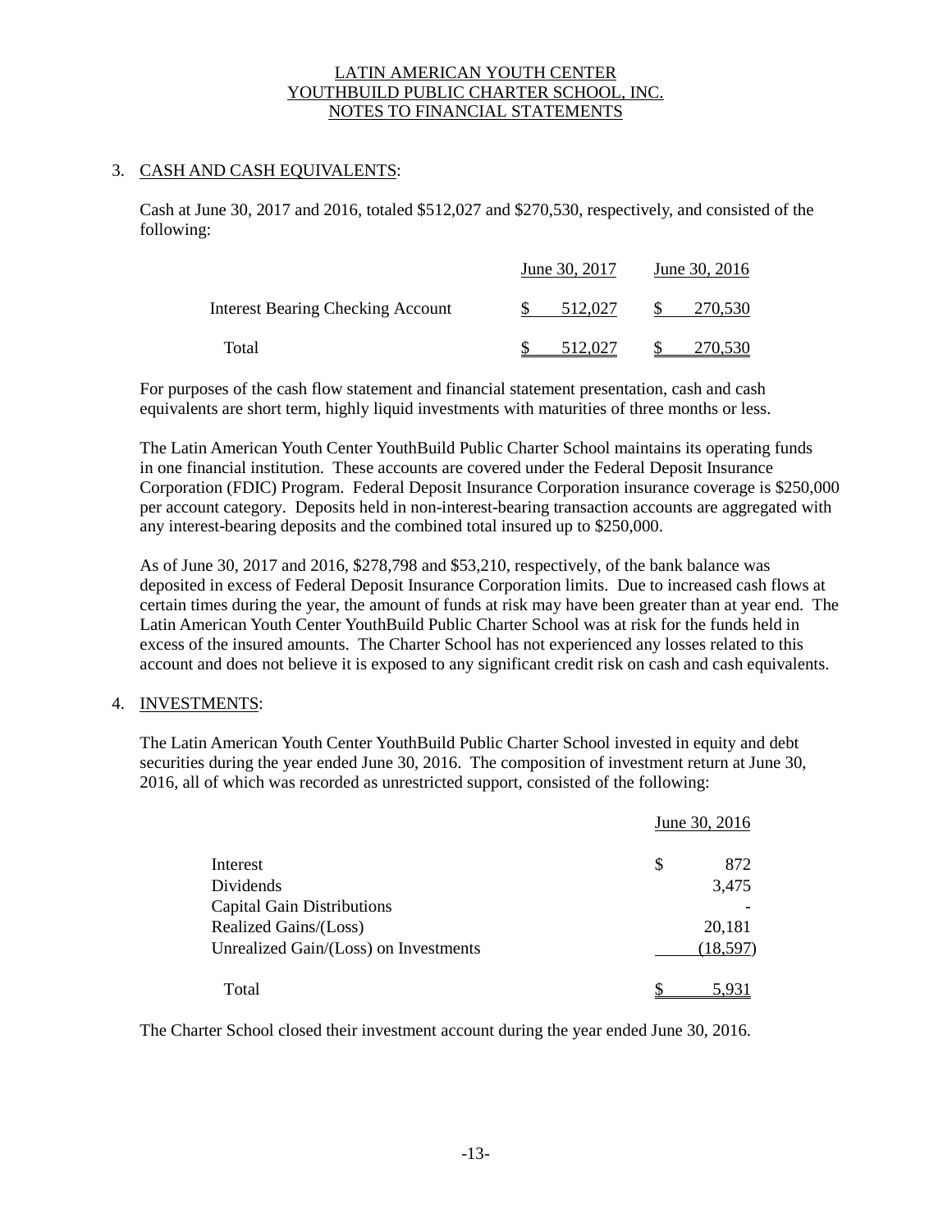### 3. CASH AND CASH EQUIVALENTS:

Cash at June 30, 2017 and 2016, totaled $512,027 and $270,530, respectively, and consisted of the following:

| | June 30, 2017 | June 30, 2016 |
|---|---|---|
| Interest Bearing Checking Account | $ 512,027 | $ 270,530 |
| Total | $ 512,027 | $ 270,530 |

For purposes of the cash flow statement and financial statement presentation, cash and cash equivalents are short term, highly liquid investments with maturities of three months or less.

The Latin American Youth Center YouthBuild Public Charter School maintains its operating funds in one financial institution. These accounts are covered under the Federal Deposit Insurance Corporation (FDIC) Program. Federal Deposit Insurance Corporation insurance coverage is $250,000 per account category. Deposits held in non-interest-bearing transaction accounts are aggregated with any interest-bearing deposits and the combined total insured up to $250,000.

As of June 30, 2017 and 2016, $278,798 and $53,210, respectively, of the bank balance was deposited in excess of Federal Deposit Insurance Corporation limits. Due to increased cash flows at certain times during the year, the amount of funds at risk may have been greater than at year end. The Latin American Youth Center YouthBuild Public Charter School was at risk for the funds held in excess of the insured amounts. The Charter School has not experienced any losses related to this account and does not believe it is exposed to any significant credit risk on cash and cash equivalents.

### 4. INVESTMENTS:

The Latin American Youth Center YouthBuild Public Charter School invested in equity and debt securities during the year ended June 30, 2016. The composition of investment return at June 30, 2016, all of which was recorded as unrestricted support, consisted of the following:

| | June 30, 2016 |
|---|---|
| Interest | $ 872 |
| Dividends | 3,475 |
| Capital Gain Distributions | - |
| Realized Gains/(Loss) | 20,181 |
| Unrealized Gain/(Loss) on Investments | (18,597) |
| Total | $ 5,931 |

The Charter School closed their investment account during the year ended June 30, 2016.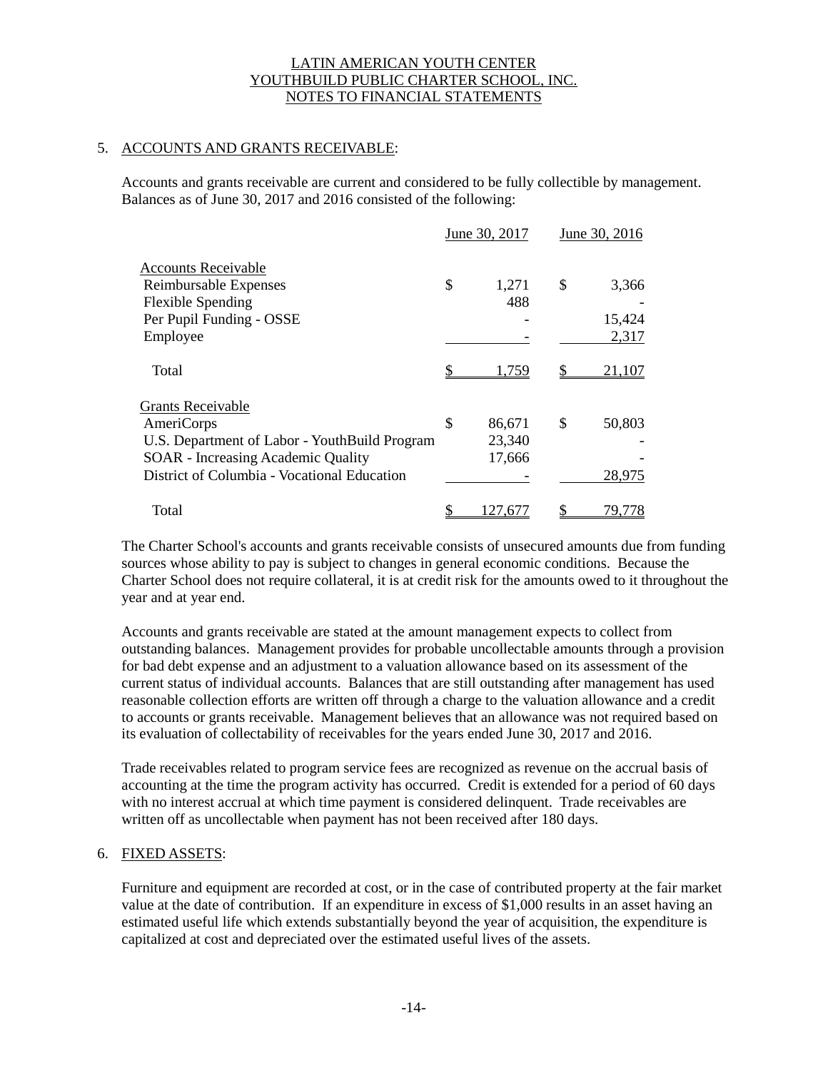## 5. ACCOUNTS AND GRANTS RECEIVABLE:

Accounts and grants receivable are current and considered to be fully collectible by management. Balances as of June 30, 2017 and 2016 consisted of the following:

| | June 30, 2017 | June 30, 2016 |
|---|---|---|
| Accounts Receivable | | |
| Reimbursable Expenses | $ 1,271 | $ 3,366 |
| Flexible Spending | 488 | - |
| Per Pupil Funding - OSSE | - | 15,424 |
| Employee | - | 2,317 |
| Total | $ 1,759 | $ 21,107 |
| Grants Receivable | | |
| AmeriCorps | $ 86,671 | $ 50,803 |
| U.S. Department of Labor - YouthBuild Program | 23,340 | - |
| SOAR - Increasing Academic Quality | 17,666 | - |
| District of Columbia - Vocational Education | - | 28,975 |
| Total | $ 127,677 | $ 79,778 |

The Charter School's accounts and grants receivable consists of unsecured amounts due from funding sources whose ability to pay is subject to changes in general economic conditions. Because the Charter School does not require collateral, it is at credit risk for the amounts owed to it throughout the year and at year end.

Accounts and grants receivable are stated at the amount management expects to collect from outstanding balances. Management provides for probable uncollectable amounts through a provision for bad debt expense and an adjustment to a valuation allowance based on its assessment of the current status of individual accounts. Balances that are still outstanding after management has used reasonable collection efforts are written off through a charge to the valuation allowance and a credit to accounts or grants receivable. Management believes that an allowance was not required based on its evaluation of collectability of receivables for the years ended June 30, 2017 and 2016.

Trade receivables related to program service fees are recognized as revenue on the accrual basis of accounting at the time the program activity has occurred. Credit is extended for a period of 60 days with no interest accrual at which time payment is considered delinquent. Trade receivables are written off as uncollectable when payment has not been received after 180 days.

## 6. FIXED ASSETS:

Furniture and equipment are recorded at cost, or in the case of contributed property at the fair market value at the date of contribution. If an expenditure in excess of $1,000 results in an asset having an estimated useful life which extends substantially beyond the year of acquisition, the expenditure is capitalized at cost and depreciated over the estimated useful lives of the assets.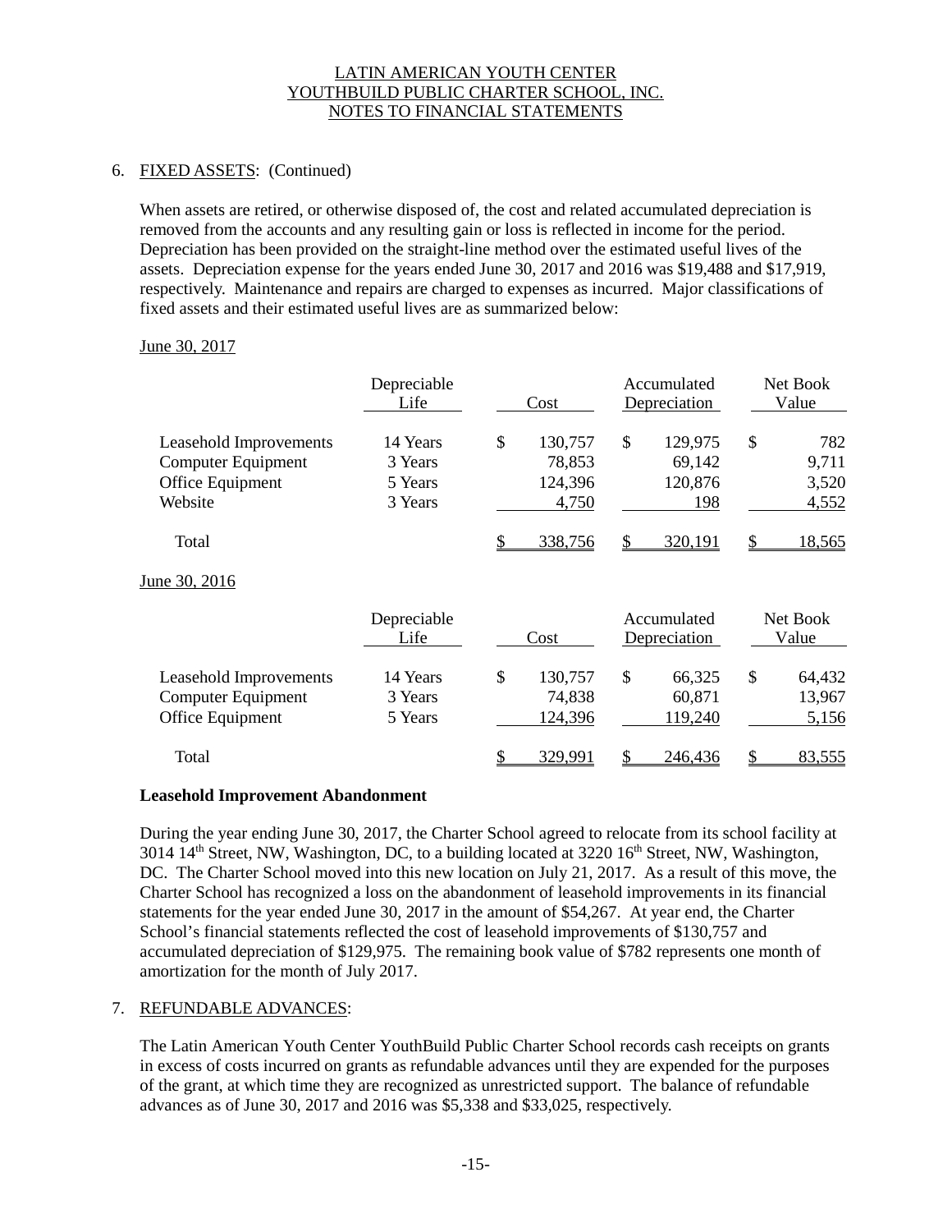LATIN AMERICAN YOUTH CENTER
YOUTHBUILD PUBLIC CHARTER SCHOOL, INC.
NOTES TO FINANCIAL STATEMENTS

6. FIXED ASSETS: (Continued)

When assets are retired, or otherwise disposed of, the cost and related accumulated depreciation is removed from the accounts and any resulting gain or loss is reflected in income for the period. Depreciation has been provided on the straight-line method over the estimated useful lives of the assets. Depreciation expense for the years ended June 30, 2017 and 2016 was $19,488 and $17,919, respectively. Maintenance and repairs are charged to expenses as incurred. Major classifications of fixed assets and their estimated useful lives are as summarized below:

June 30, 2017

| | Depreciable Life | Cost | Accumulated Depreciation | Net Book Value |
|---|---|---|---|---|
| Leasehold Improvements | 14 Years | $ 130,757 | $ 129,975 | $ 782 |
| Computer Equipment | 3 Years | 78,853 | 69,142 | 9,711 |
| Office Equipment | 5 Years | 124,396 | 120,876 | 3,520 |
| Website | 3 Years | 4,750 | 198 | 4,552 |
| Total | | $ 338,756 | $ 320,191 | $ 18,565 |

June 30, 2016

| | Depreciable Life | Cost | Accumulated Depreciation | Net Book Value |
|---|---|---|---|---|
| Leasehold Improvements | 14 Years | $ 130,757 | $ 66,325 | $ 64,432 |
| Computer Equipment | 3 Years | 74,838 | 60,871 | 13,967 |
| Office Equipment | 5 Years | 124,396 | 119,240 | 5,156 |
| Total | | $ 329,991 | $ 246,436 | $ 83,555 |

**Leasehold Improvement Abandonment**

During the year ending June 30, 2017, the Charter School agreed to relocate from its school facility at 3014 14th Street, NW, Washington, DC, to a building located at 3220 16th Street, NW, Washington, DC. The Charter School moved into this new location on July 21, 2017. As a result of this move, the Charter School has recognized a loss on the abandonment of leasehold improvements in its financial statements for the year ended June 30, 2017 in the amount of $54,267. At year end, the Charter School's financial statements reflected the cost of leasehold improvements of $130,757 and accumulated depreciation of $129,975. The remaining book value of $782 represents one month of amortization for the month of July 2017.

7. REFUNDABLE ADVANCES:

The Latin American Youth Center YouthBuild Public Charter School records cash receipts on grants in excess of costs incurred on grants as refundable advances until they are expended for the purposes of the grant, at which time they are recognized as unrestricted support. The balance of refundable advances as of June 30, 2017 and 2016 was $5,338 and $33,025, respectively.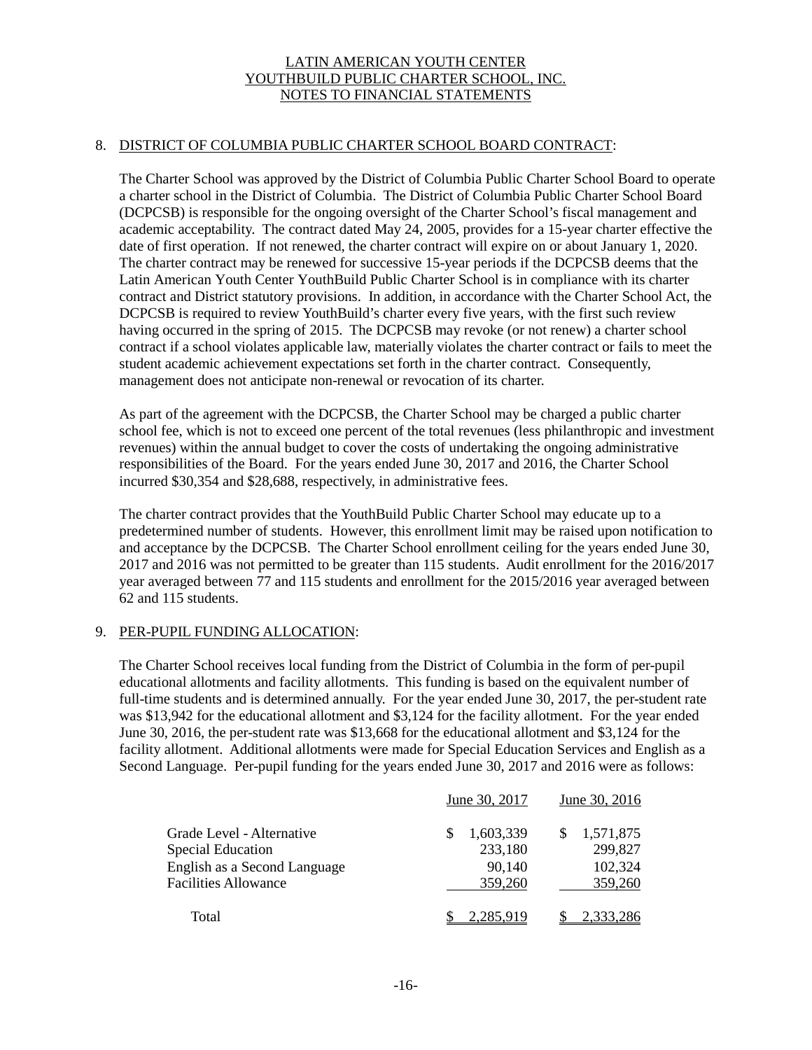# LATIN AMERICAN YOUTH CENTER
# YOUTHBUILD PUBLIC CHARTER SCHOOL, INC.
# NOTES TO FINANCIAL STATEMENTS

## 8. DISTRICT OF COLUMBIA PUBLIC CHARTER SCHOOL BOARD CONTRACT:

The Charter School was approved by the District of Columbia Public Charter School Board to operate a charter school in the District of Columbia. The District of Columbia Public Charter School Board (DCPCSB) is responsible for the ongoing oversight of the Charter School's fiscal management and academic acceptability. The contract dated May 24, 2005, provides for a 15-year charter effective the date of first operation. If not renewed, the charter contract will expire on or about January 1, 2020. The charter contract may be renewed for successive 15-year periods if the DCPCSB deems that the Latin American Youth Center YouthBuild Public Charter School is in compliance with its charter contract and District statutory provisions. In addition, in accordance with the Charter School Act, the DCPCSB is required to review YouthBuild's charter every five years, with the first such review having occurred in the spring of 2015. The DCPCSB may revoke (or not renew) a charter school contract if a school violates applicable law, materially violates the charter contract or fails to meet the student academic achievement expectations set forth in the charter contract. Consequently, management does not anticipate non-renewal or revocation of its charter.

As part of the agreement with the DCPCSB, the Charter School may be charged a public charter school fee, which is not to exceed one percent of the total revenues (less philanthropic and investment revenues) within the annual budget to cover the costs of undertaking the ongoing administrative responsibilities of the Board. For the years ended June 30, 2017 and 2016, the Charter School incurred $30,354 and $28,688, respectively, in administrative fees.

The charter contract provides that the YouthBuild Public Charter School may educate up to a predetermined number of students. However, this enrollment limit may be raised upon notification to and acceptance by the DCPCSB. The Charter School enrollment ceiling for the years ended June 30, 2017 and 2016 was not permitted to be greater than 115 students. Audit enrollment for the 2016/2017 year averaged between 77 and 115 students and enrollment for the 2015/2016 year averaged between 62 and 115 students.

## 9. PER-PUPIL FUNDING ALLOCATION:

The Charter School receives local funding from the District of Columbia in the form of per-pupil educational allotments and facility allotments. This funding is based on the equivalent number of full-time students and is determined annually. For the year ended June 30, 2017, the per-student rate was $13,942 for the educational allotment and $3,124 for the facility allotment. For the year ended June 30, 2016, the per-student rate was $13,668 for the educational allotment and $3,124 for the facility allotment. Additional allotments were made for Special Education Services and English as a Second Language. Per-pupil funding for the years ended June 30, 2017 and 2016 were as follows:

| | June 30, 2017 | June 30, 2016 |
|---|---|---|
| Grade Level - Alternative | $ 1,603,339 | $ 1,571,875 |
| Special Education | 233,180 | 299,827 |
| English as a Second Language | 90,140 | 102,324 |
| Facilities Allowance | 359,260 | 359,260 |
| Total | $ 2,285,919 | $ 2,333,286 |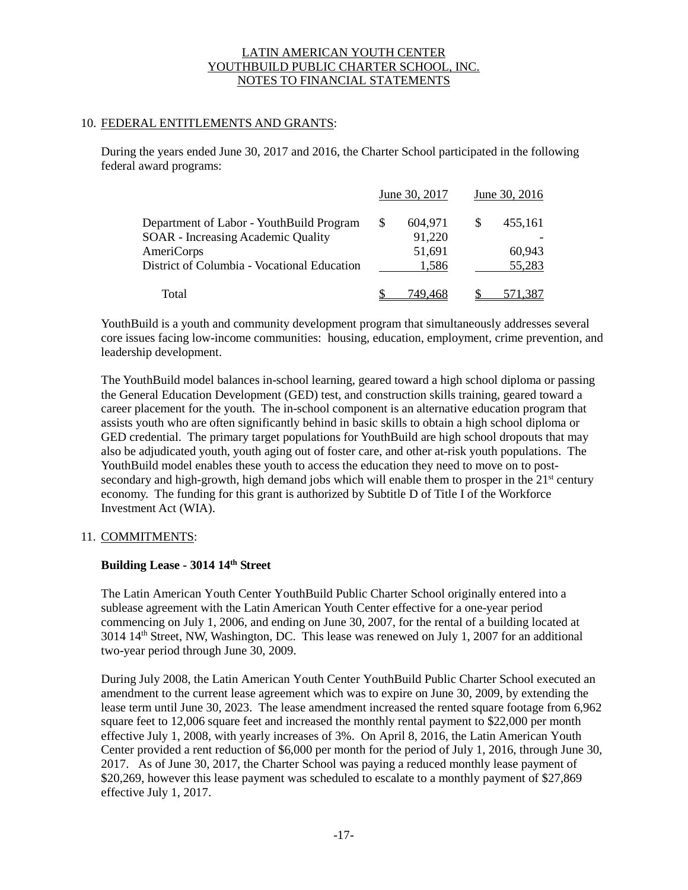## 10. FEDERAL ENTITLEMENTS AND GRANTS:

During the years ended June 30, 2017 and 2016, the Charter School participated in the following federal award programs:

| | June 30, 2017 | June 30, 2016 |
|---|---|---|
| Department of Labor - YouthBuild Program | $ 604,971 | $ 455,161 |
| SOAR - Increasing Academic Quality | 91,220 | - |
| AmeriCorps | 51,691 | 60,943 |
| District of Columbia - Vocational Education | 1,586 | 55,283 |
| Total | $ 749,468 | $ 571,387 |

YouthBuild is a youth and community development program that simultaneously addresses several core issues facing low-income communities: housing, education, employment, crime prevention, and leadership development.

The YouthBuild model balances in-school learning, geared toward a high school diploma or passing the General Education Development (GED) test, and construction skills training, geared toward a career placement for the youth. The in-school component is an alternative education program that assists youth who are often significantly behind in basic skills to obtain a high school diploma or GED credential. The primary target populations for YouthBuild are high school dropouts that may also be adjudicated youth, youth aging out of foster care, and other at-risk youth populations. The YouthBuild model enables these youth to access the education they need to move on to post-secondary and high-growth, high demand jobs which will enable them to prosper in the 21st century economy. The funding for this grant is authorized by Subtitle D of Title I of the Workforce Investment Act (WIA).

## 11. COMMITMENTS:

**Building Lease - 3014 14th Street**

The Latin American Youth Center YouthBuild Public Charter School originally entered into a sublease agreement with the Latin American Youth Center effective for a one-year period commencing on July 1, 2006, and ending on June 30, 2007, for the rental of a building located at 3014 14th Street, NW, Washington, DC. This lease was renewed on July 1, 2007 for an additional two-year period through June 30, 2009.

During July 2008, the Latin American Youth Center YouthBuild Public Charter School executed an amendment to the current lease agreement which was to expire on June 30, 2009, by extending the lease term until June 30, 2023. The lease amendment increased the rented square footage from 6,962 square feet to 12,006 square feet and increased the monthly rental payment to $22,000 per month effective July 1, 2008, with yearly increases of 3%. On April 8, 2016, the Latin American Youth Center provided a rent reduction of $6,000 per month for the period of July 1, 2016, through June 30, 2017. As of June 30, 2017, the Charter School was paying a reduced monthly lease payment of $20,269, however this lease payment was scheduled to escalate to a monthly payment of $27,869 effective July 1, 2017.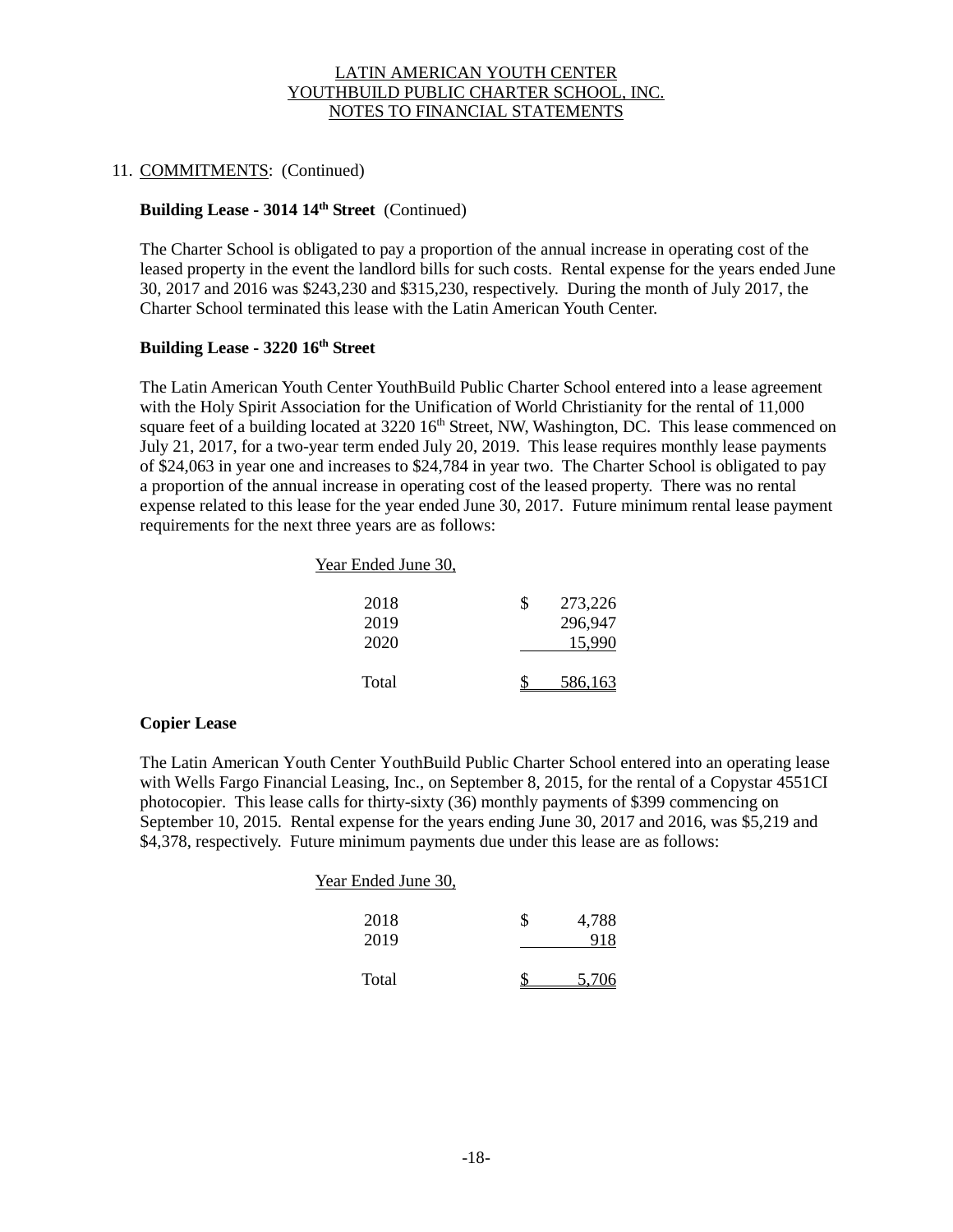## 11. COMMITMENTS: (Continued)

### Building Lease - 3014 14th Street (Continued)

The Charter School is obligated to pay a proportion of the annual increase in operating cost of the leased property in the event the landlord bills for such costs. Rental expense for the years ended June 30, 2017 and 2016 was $243,230 and $315,230, respectively. During the month of July 2017, the Charter School terminated this lease with the Latin American Youth Center.

### Building Lease - 3220 16th Street

The Latin American Youth Center YouthBuild Public Charter School entered into a lease agreement with the Holy Spirit Association for the Unification of World Christianity for the rental of 11,000 square feet of a building located at 3220 16th Street, NW, Washington, DC. This lease commenced on July 21, 2017, for a two-year term ended July 20, 2019. This lease requires monthly lease payments of $24,063 in year one and increases to $24,784 in year two. The Charter School is obligated to pay a proportion of the annual increase in operating cost of the leased property. There was no rental expense related to this lease for the year ended June 30, 2017. Future minimum rental lease payment requirements for the next three years are as follows:

| Year Ended June 30, | |
|---|---|
| 2018 | $ 273,226 |
| 2019 | 296,947 |
| 2020 | 15,990 |
| Total | $ 586,163 |

### Copier Lease

The Latin American Youth Center YouthBuild Public Charter School entered into an operating lease with Wells Fargo Financial Leasing, Inc., on September 8, 2015, for the rental of a Copystar 4551CI photocopier. This lease calls for thirty-sixty (36) monthly payments of $399 commencing on September 10, 2015. Rental expense for the years ending June 30, 2017 and 2016, was $5,219 and $4,378, respectively. Future minimum payments due under this lease are as follows:

| Year Ended June 30, | |
|---|---|
| 2018 | $ 4,788 |
| 2019 | 918 |
| Total | $ 5,706 |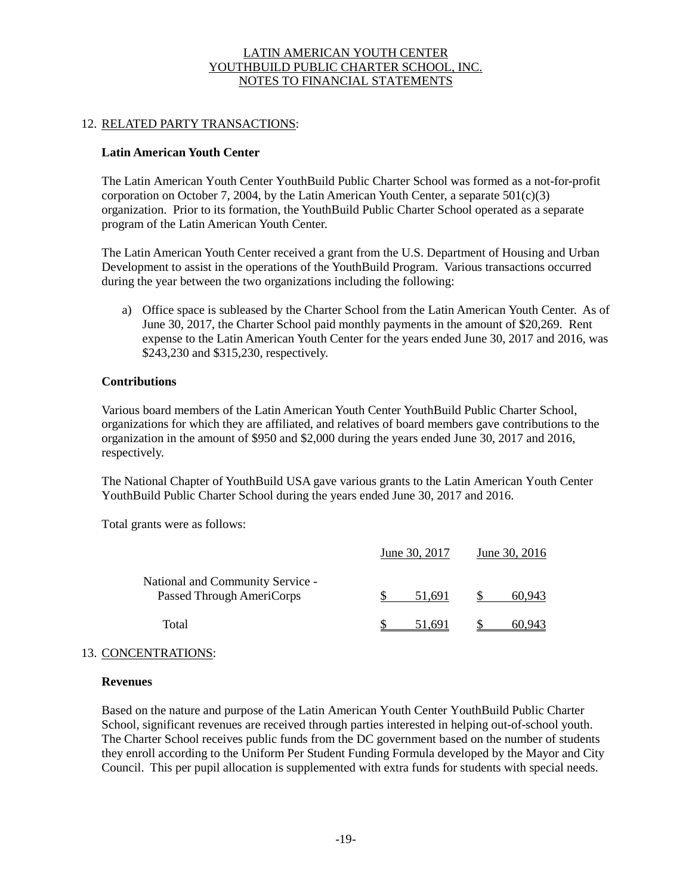# LATIN AMERICAN YOUTH CENTER
# YOUTHBUILD PUBLIC CHARTER SCHOOL, INC.
# NOTES TO FINANCIAL STATEMENTS

## 12. RELATED PARTY TRANSACTIONS:

**Latin American Youth Center**

The Latin American Youth Center YouthBuild Public Charter School was formed as a not-for-profit corporation on October 7, 2004, by the Latin American Youth Center, a separate 501(c)(3) organization. Prior to its formation, the YouthBuild Public Charter School operated as a separate program of the Latin American Youth Center.

The Latin American Youth Center received a grant from the U.S. Department of Housing and Urban Development to assist in the operations of the YouthBuild Program. Various transactions occurred during the year between the two organizations including the following:

a) Office space is subleased by the Charter School from the Latin American Youth Center. As of June 30, 2017, the Charter School paid monthly payments in the amount of $20,269. Rent expense to the Latin American Youth Center for the years ended June 30, 2017 and 2016, was $243,230 and $315,230, respectively.

**Contributions**

Various board members of the Latin American Youth Center YouthBuild Public Charter School, organizations for which they are affiliated, and relatives of board members gave contributions to the organization in the amount of $950 and $2,000 during the years ended June 30, 2017 and 2016, respectively.

The National Chapter of YouthBuild USA gave various grants to the Latin American Youth Center YouthBuild Public Charter School during the years ended June 30, 2017 and 2016.

Total grants were as follows:

| | June 30, 2017 | June 30, 2016 |
|---|---|---|
| National and Community Service - Passed Through AmeriCorps | $ 51,691 | $ 60,943 |
| Total | $ 51,691 | $ 60,943 |

## 13. CONCENTRATIONS:

**Revenues**

Based on the nature and purpose of the Latin American Youth Center YouthBuild Public Charter School, significant revenues are received through parties interested in helping out-of-school youth. The Charter School receives public funds from the DC government based on the number of students they enroll according to the Uniform Per Student Funding Formula developed by the Mayor and City Council. This per pupil allocation is supplemented with extra funds for students with special needs.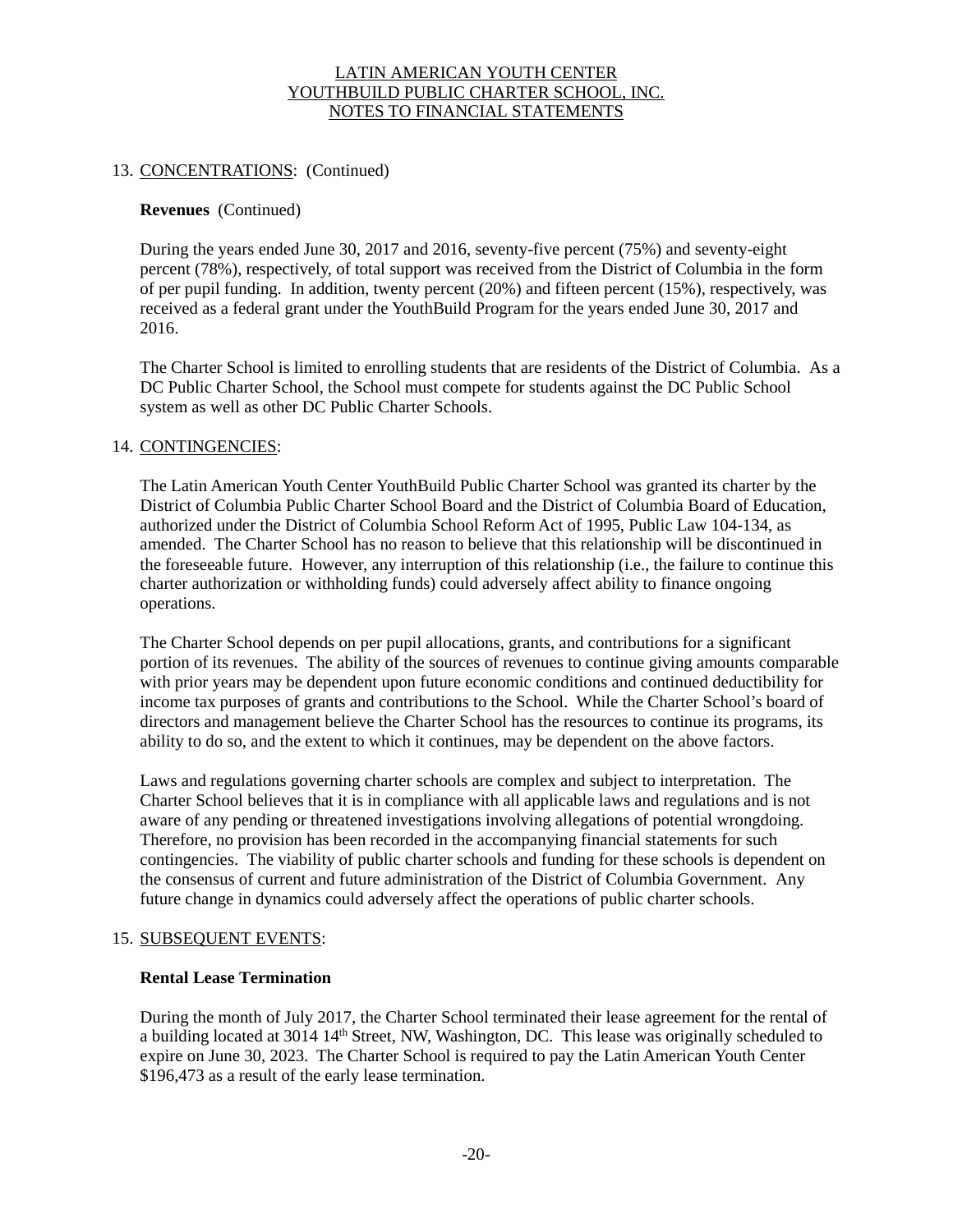# LATIN AMERICAN YOUTH CENTER
# YOUTHBUILD PUBLIC CHARTER SCHOOL, INC.
# NOTES TO FINANCIAL STATEMENTS

## 13. CONCENTRATIONS: (Continued)

**Revenues** (Continued)

During the years ended June 30, 2017 and 2016, seventy-five percent (75%) and seventy-eight percent (78%), respectively, of total support was received from the District of Columbia in the form of per pupil funding. In addition, twenty percent (20%) and fifteen percent (15%), respectively, was received as a federal grant under the YouthBuild Program for the years ended June 30, 2017 and 2016.

The Charter School is limited to enrolling students that are residents of the District of Columbia. As a DC Public Charter School, the School must compete for students against the DC Public School system as well as other DC Public Charter Schools.

## 14. CONTINGENCIES:

The Latin American Youth Center YouthBuild Public Charter School was granted its charter by the District of Columbia Public Charter School Board and the District of Columbia Board of Education, authorized under the District of Columbia School Reform Act of 1995, Public Law 104-134, as amended. The Charter School has no reason to believe that this relationship will be discontinued in the foreseeable future. However, any interruption of this relationship (i.e., the failure to continue this charter authorization or withholding funds) could adversely affect ability to finance ongoing operations.

The Charter School depends on per pupil allocations, grants, and contributions for a significant portion of its revenues. The ability of the sources of revenues to continue giving amounts comparable with prior years may be dependent upon future economic conditions and continued deductibility for income tax purposes of grants and contributions to the School. While the Charter School's board of directors and management believe the Charter School has the resources to continue its programs, its ability to do so, and the extent to which it continues, may be dependent on the above factors.

Laws and regulations governing charter schools are complex and subject to interpretation. The Charter School believes that it is in compliance with all applicable laws and regulations and is not aware of any pending or threatened investigations involving allegations of potential wrongdoing. Therefore, no provision has been recorded in the accompanying financial statements for such contingencies. The viability of public charter schools and funding for these schools is dependent on the consensus of current and future administration of the District of Columbia Government. Any future change in dynamics could adversely affect the operations of public charter schools.

## 15. SUBSEQUENT EVENTS:

**Rental Lease Termination**

During the month of July 2017, the Charter School terminated their lease agreement for the rental of a building located at 3014 14th Street, NW, Washington, DC. This lease was originally scheduled to expire on June 30, 2023. The Charter School is required to pay the Latin American Youth Center $196,473 as a result of the early lease termination.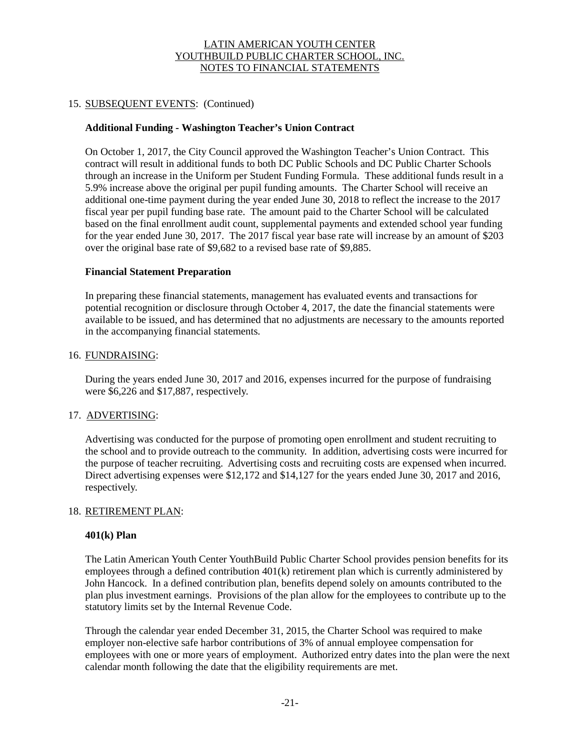15. SUBSEQUENT EVENTS: (Continued)

**Additional Funding - Washington Teacher's Union Contract**

On October 1, 2017, the City Council approved the Washington Teacher's Union Contract. This contract will result in additional funds to both DC Public Schools and DC Public Charter Schools through an increase in the Uniform per Student Funding Formula. These additional funds result in a 5.9% increase above the original per pupil funding amounts. The Charter School will receive an additional one-time payment during the year ended June 30, 2018 to reflect the increase to the 2017 fiscal year per pupil funding base rate. The amount paid to the Charter School will be calculated based on the final enrollment audit count, supplemental payments and extended school year funding for the year ended June 30, 2017. The 2017 fiscal year base rate will increase by an amount of $203 over the original base rate of $9,682 to a revised base rate of $9,885.

**Financial Statement Preparation**

In preparing these financial statements, management has evaluated events and transactions for potential recognition or disclosure through October 4, 2017, the date the financial statements were available to be issued, and has determined that no adjustments are necessary to the amounts reported in the accompanying financial statements.

16. FUNDRAISING:

During the years ended June 30, 2017 and 2016, expenses incurred for the purpose of fundraising were $6,226 and $17,887, respectively.

17. ADVERTISING:

Advertising was conducted for the purpose of promoting open enrollment and student recruiting to the school and to provide outreach to the community. In addition, advertising costs were incurred for the purpose of teacher recruiting. Advertising costs and recruiting costs are expensed when incurred. Direct advertising expenses were $12,172 and $14,127 for the years ended June 30, 2017 and 2016, respectively.

18. RETIREMENT PLAN:

**401(k) Plan**

The Latin American Youth Center YouthBuild Public Charter School provides pension benefits for its employees through a defined contribution 401(k) retirement plan which is currently administered by John Hancock. In a defined contribution plan, benefits depend solely on amounts contributed to the plan plus investment earnings. Provisions of the plan allow for the employees to contribute up to the statutory limits set by the Internal Revenue Code.

Through the calendar year ended December 31, 2015, the Charter School was required to make employer non-elective safe harbor contributions of 3% of annual employee compensation for employees with one or more years of employment. Authorized entry dates into the plan were the next calendar month following the date that the eligibility requirements are met.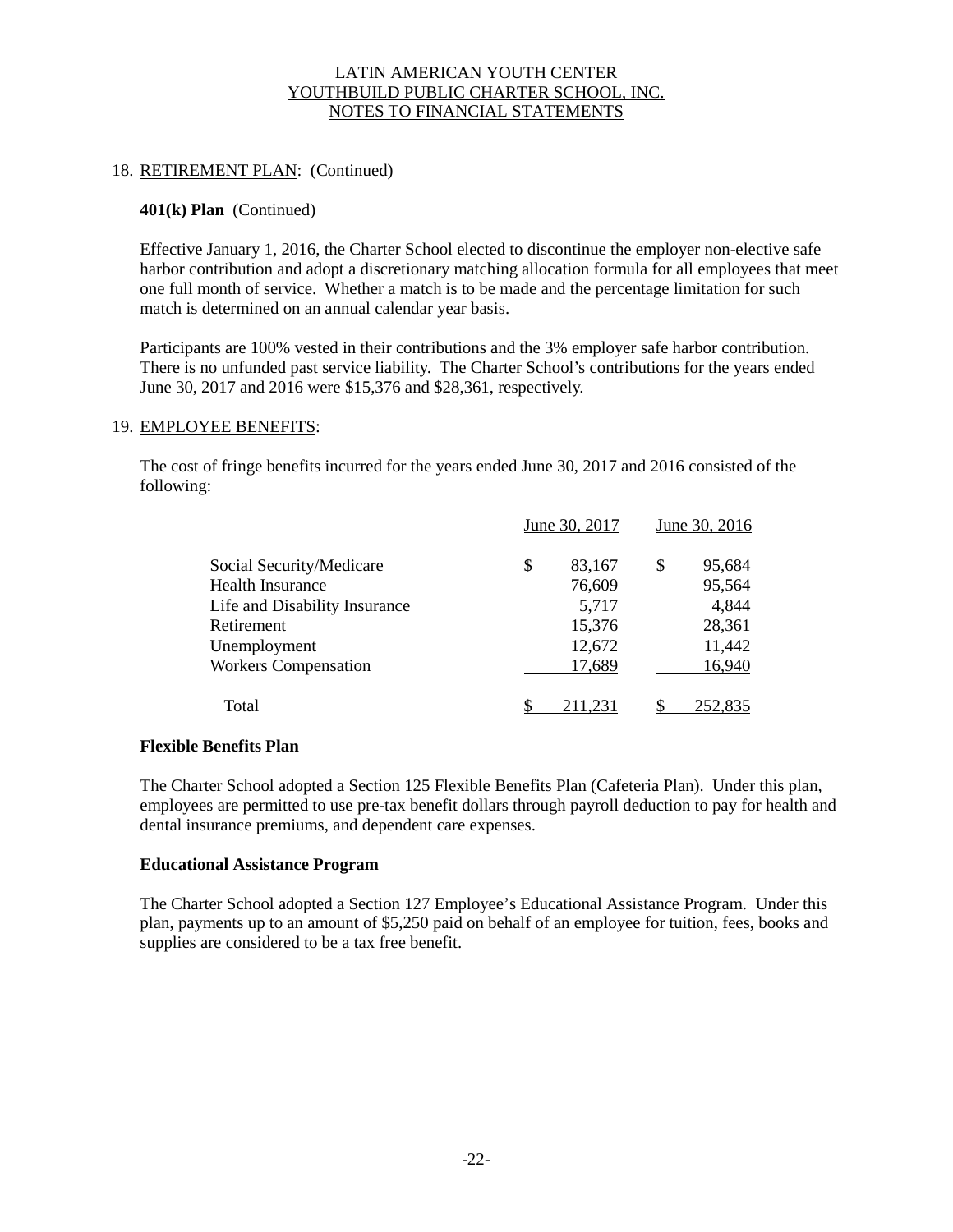## 18. RETIREMENT PLAN: (Continued)

### 401(k) Plan (Continued)

Effective January 1, 2016, the Charter School elected to discontinue the employer non-elective safe harbor contribution and adopt a discretionary matching allocation formula for all employees that meet one full month of service. Whether a match is to be made and the percentage limitation for such match is determined on an annual calendar year basis.

Participants are 100% vested in their contributions and the 3% employer safe harbor contribution. There is no unfunded past service liability. The Charter School's contributions for the years ended June 30, 2017 and 2016 were \$15,376 and \$28,361, respectively.

## 19. EMPLOYEE BENEFITS:

The cost of fringe benefits incurred for the years ended June 30, 2017 and 2016 consisted of the following:

| | June 30, 2017 | June 30, 2016 |
|---|---|---|
| Social Security/Medicare | \$ 83,167 | \$ 95,684 |
| Health Insurance | 76,609 | 95,564 |
| Life and Disability Insurance | 5,717 | 4,844 |
| Retirement | 15,376 | 28,361 |
| Unemployment | 12,672 | 11,442 |
| Workers Compensation | 17,689 | 16,940 |
| Total | \$ 211,231 | \$ 252,835 |

### Flexible Benefits Plan

The Charter School adopted a Section 125 Flexible Benefits Plan (Cafeteria Plan). Under this plan, employees are permitted to use pre-tax benefit dollars through payroll deduction to pay for health and dental insurance premiums, and dependent care expenses.

### Educational Assistance Program

The Charter School adopted a Section 127 Employee's Educational Assistance Program. Under this plan, payments up to an amount of \$5,250 paid on behalf of an employee for tuition, fees, books and supplies are considered to be a tax free benefit.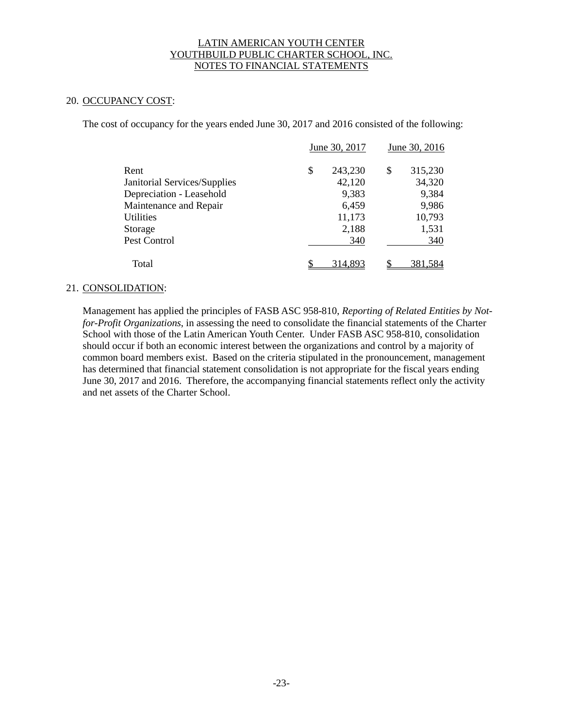# LATIN AMERICAN YOUTH CENTER
# YOUTHBUILD PUBLIC CHARTER SCHOOL, INC.
# NOTES TO FINANCIAL STATEMENTS

## 20. OCCUPANCY COST:

The cost of occupancy for the years ended June 30, 2017 and 2016 consisted of the following:

| | June 30, 2017 | June 30, 2016 |
|---|---|---|
| Rent | $ 243,230 | $ 315,230 |
| Janitorial Services/Supplies | 42,120 | 34,320 |
| Depreciation - Leasehold | 9,383 | 9,384 |
| Maintenance and Repair | 6,459 | 9,986 |
| Utilities | 11,173 | 10,793 |
| Storage | 2,188 | 1,531 |
| Pest Control | 340 | 340 |
| Total | $ 314,893 | $ 381,584 |

## 21. CONSOLIDATION:

Management has applied the principles of FASB ASC 958-810, *Reporting of Related Entities by Not-for-Profit Organizations*, in assessing the need to consolidate the financial statements of the Charter School with those of the Latin American Youth Center. Under FASB ASC 958-810, consolidation should occur if both an economic interest between the organizations and control by a majority of common board members exist. Based on the criteria stipulated in the pronouncement, management has determined that financial statement consolidation is not appropriate for the fiscal years ending June 30, 2017 and 2016. Therefore, the accompanying financial statements reflect only the activity and net assets of the Charter School.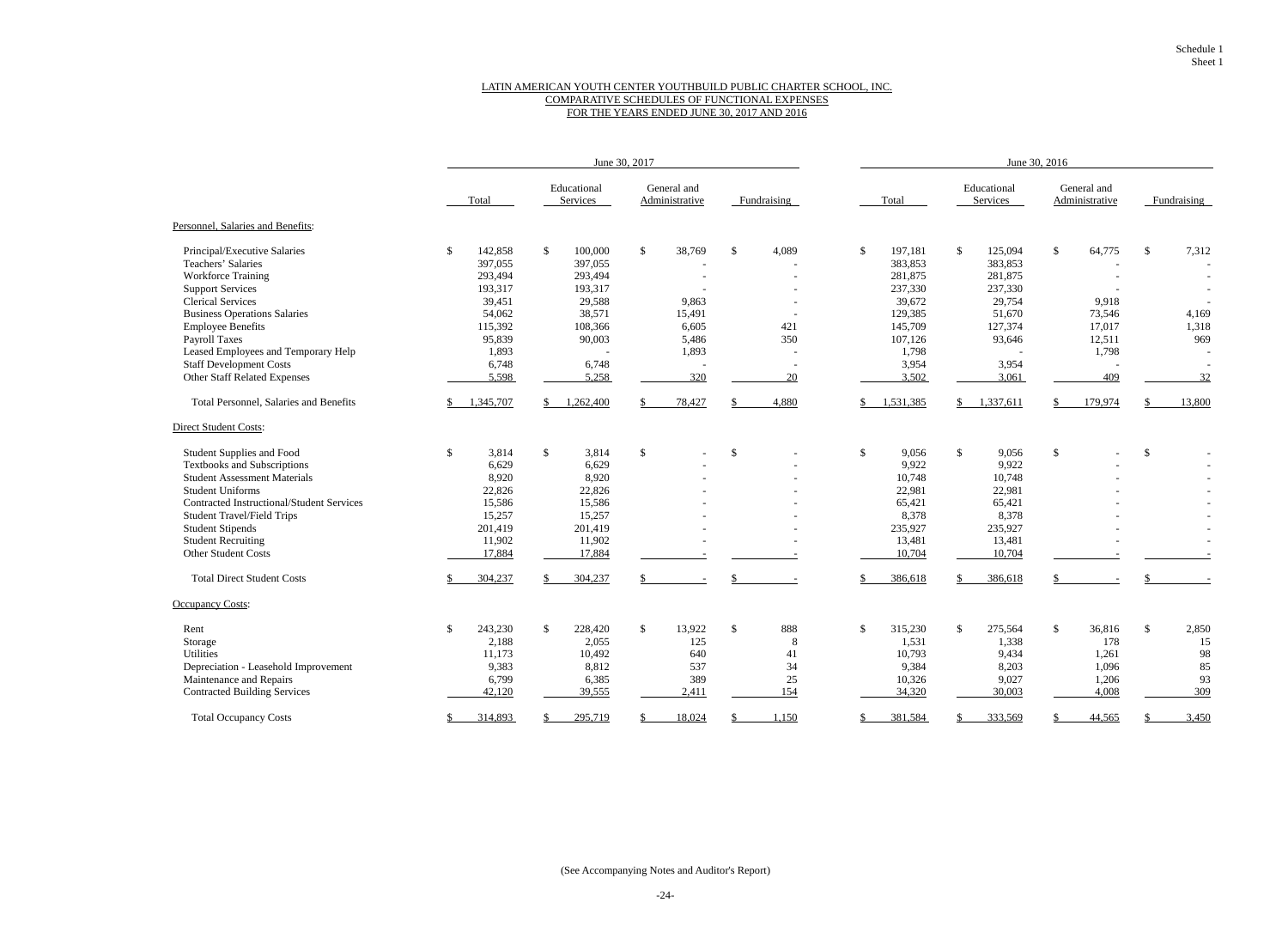Schedule 1
Sheet 1

# LATIN AMERICAN YOUTH CENTER YOUTHBUILD PUBLIC CHARTER SCHOOL, INC.
## COMPARATIVE SCHEDULES OF FUNCTIONAL EXPENSES
## FOR THE YEARS ENDED JUNE 30, 2017 AND 2016

| | June 30, 2017 | | | | June 30, 2016 | | | |
|---|---|---|---|---|---|---|---|---|
| | Total | Educational Services | General and Administrative | Fundraising | Total | Educational Services | General and Administrative | Fundraising |
| **Personnel, Salaries and Benefits:** | | | | | | | | |
| Principal/Executive Salaries | $ 142,858 | $ 100,000 | $ 38,769 | $ 4,089 | $ 197,181 | $ 125,094 | $ 64,775 | $ 7,312 |
| Teachers' Salaries | 397,055 | 397,055 | - | - | 383,853 | 383,853 | - | - |
| Workforce Training | 293,494 | 293,494 | - | - | 281,875 | 281,875 | - | - |
| Support Services | 193,317 | 193,317 | - | - | 237,330 | 237,330 | - | - |
| Clerical Services | 39,451 | 29,588 | 9,863 | - | 39,672 | 29,754 | 9,918 | - |
| Business Operations Salaries | 54,062 | 38,571 | 15,491 | - | 129,385 | 51,670 | 73,546 | 4,169 |
| Employee Benefits | 115,392 | 108,366 | 6,605 | 421 | 145,709 | 127,374 | 17,017 | 1,318 |
| Payroll Taxes | 95,839 | 90,003 | 5,486 | 350 | 107,126 | 93,646 | 12,511 | 969 |
| Leased Employees and Temporary Help | 1,893 | - | 1,893 | - | 1,798 | - | 1,798 | - |
| Staff Development Costs | 6,748 | 6,748 | - | - | 3,954 | 3,954 | - | - |
| Other Staff Related Expenses | 5,598 | 5,258 | 320 | 20 | 3,502 | 3,061 | 409 | 32 |
| Total Personnel, Salaries and Benefits | $ 1,345,707 | $ 1,262,400 | $ 78,427 | $ 4,880 | $ 1,531,385 | $ 1,337,611 | $ 179,974 | $ 13,800 |
| **Direct Student Costs:** | | | | | | | | |
| Student Supplies and Food | $ 3,814 | $ 3,814 | $ - | $ - | $ 9,056 | $ 9,056 | $ - | $ - |
| Textbooks and Subscriptions | 6,629 | 6,629 | - | - | 9,922 | 9,922 | - | - |
| Student Assessment Materials | 8,920 | 8,920 | - | - | 10,748 | 10,748 | - | - |
| Student Uniforms | 22,826 | 22,826 | - | - | 22,981 | 22,981 | - | - |
| Contracted Instructional/Student Services | 15,586 | 15,586 | - | - | 65,421 | 65,421 | - | - |
| Student Travel/Field Trips | 15,257 | 15,257 | - | - | 8,378 | 8,378 | - | - |
| Student Stipends | 201,419 | 201,419 | - | - | 235,927 | 235,927 | - | - |
| Student Recruiting | 11,902 | 11,902 | - | - | 13,481 | 13,481 | - | - |
| Other Student Costs | 17,884 | 17,884 | - | - | 10,704 | 10,704 | - | - |
| Total Direct Student Costs | $ 304,237 | $ 304,237 | $ - | $ - | $ 386,618 | $ 386,618 | $ - | $ - |
| **Occupancy Costs:** | | | | | | | | |
| Rent | $ 243,230 | $ 228,420 | $ 13,922 | $ 888 | $ 315,230 | $ 275,564 | $ 36,816 | $ 2,850 |
| Storage | 2,188 | 2,055 | 125 | 8 | 1,531 | 1,338 | 178 | 15 |
| Utilities | 11,173 | 10,492 | 640 | 41 | 10,793 | 9,434 | 1,261 | 98 |
| Depreciation - Leasehold Improvement | 9,383 | 8,812 | 537 | 34 | 9,384 | 8,203 | 1,096 | 85 |
| Maintenance and Repairs | 6,799 | 6,385 | 389 | 25 | 10,326 | 9,027 | 1,206 | 93 |
| Contracted Building Services | 42,120 | 39,555 | 2,411 | 154 | 34,320 | 30,003 | 4,008 | 309 |
| Total Occupancy Costs | $ 314,893 | $ 295,719 | $ 18,024 | $ 1,150 | $ 381,584 | $ 333,569 | $ 44,565 | $ 3,450 |

(See Accompanying Notes and Auditor's Report)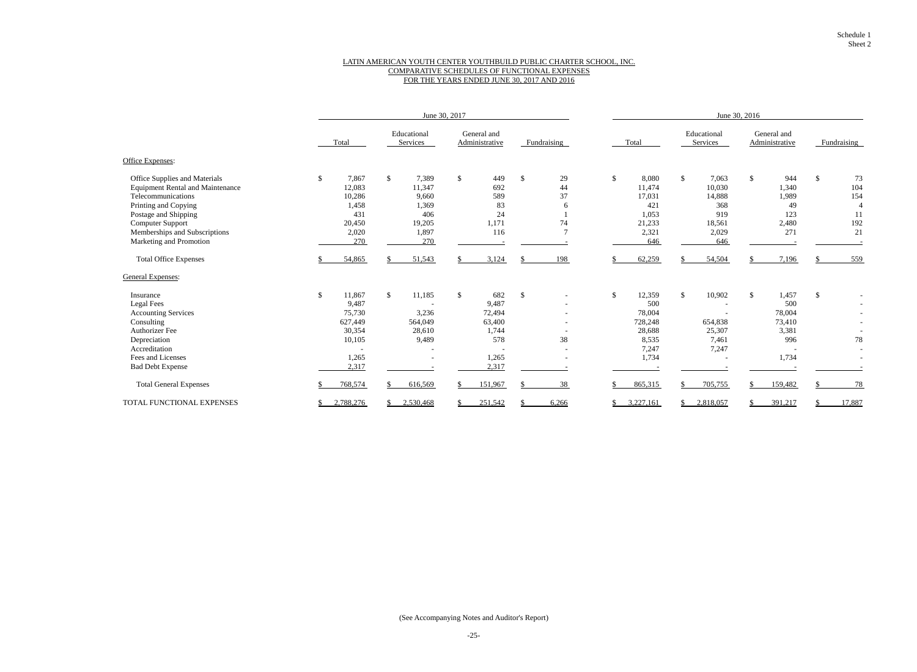Schedule 1
Sheet 2

# LATIN AMERICAN YOUTH CENTER YOUTHBUILD PUBLIC CHARTER SCHOOL, INC.
## COMPARATIVE SCHEDULES OF FUNCTIONAL EXPENSES
### FOR THE YEARS ENDED JUNE 30, 2017 AND 2016

| | June 30, 2017 | | | | June 30, 2016 | | | |
|---|---|---|---|---|---|---|---|---|
| | Total | Educational Services | General and Administrative | Fundraising | Total | Educational Services | General and Administrative | Fundraising |
| **Office Expenses:** | | | | | | | | |
| Office Supplies and Materials | $ 7,867 | $ 7,389 | $ 449 | $ 29 | $ 8,080 | $ 7,063 | $ 944 | $ 73 |
| Equipment Rental and Maintenance | 12,083 | 11,347 | 692 | 44 | 11,474 | 10,030 | 1,340 | 104 |
| Telecommunications | 10,286 | 9,660 | 589 | 37 | 17,031 | 14,888 | 1,989 | 154 |
| Printing and Copying | 1,458 | 1,369 | 83 | 6 | 421 | 368 | 49 | 4 |
| Postage and Shipping | 431 | 406 | 24 | 1 | 1,053 | 919 | 123 | 11 |
| Computer Support | 20,450 | 19,205 | 1,171 | 74 | 21,233 | 18,561 | 2,480 | 192 |
| Memberships and Subscriptions | 2,020 | 1,897 | 116 | 7 | 2,321 | 2,029 | 271 | 21 |
| Marketing and Promotion | 270 | 270 | - | - | 646 | 646 | - | - |
| Total Office Expenses | $ 54,865 | $ 51,543 | $ 3,124 | $ 198 | $ 62,259 | $ 54,504 | $ 7,196 | $ 559 |
| **General Expenses:** | | | | | | | | |
| Insurance | $ 11,867 | $ 11,185 | $ 682 | $ - | $ 12,359 | $ 10,902 | $ 1,457 | $ - |
| Legal Fees | 9,487 | - | 9,487 | - | 500 | - | 500 | - |
| Accounting Services | 75,730 | 3,236 | 72,494 | - | 78,004 | - | 78,004 | - |
| Consulting | 627,449 | 564,049 | 63,400 | - | 728,248 | 654,838 | 73,410 | - |
| Authorizer Fee | 30,354 | 28,610 | 1,744 | - | 28,688 | 25,307 | 3,381 | - |
| Depreciation | 10,105 | 9,489 | 578 | 38 | 8,535 | 7,461 | 996 | 78 |
| Accreditation | - | - | - | - | 7,247 | 7,247 | - | - |
| Fees and Licenses | 1,265 | - | 1,265 | - | 1,734 | - | 1,734 | - |
| Bad Debt Expense | 2,317 | - | 2,317 | - | - | - | - | - |
| Total General Expenses | $ 768,574 | $ 616,569 | $ 151,967 | $ 38 | $ 865,315 | $ 705,755 | $ 159,482 | $ 78 |
| TOTAL FUNCTIONAL EXPENSES | $ 2,788,276 | $ 2,530,468 | $ 251,542 | $ 6,266 | $ 3,227,161 | $ 2,818,057 | $ 391,217 | $ 17,887 |

(See Accompanying Notes and Auditor's Report)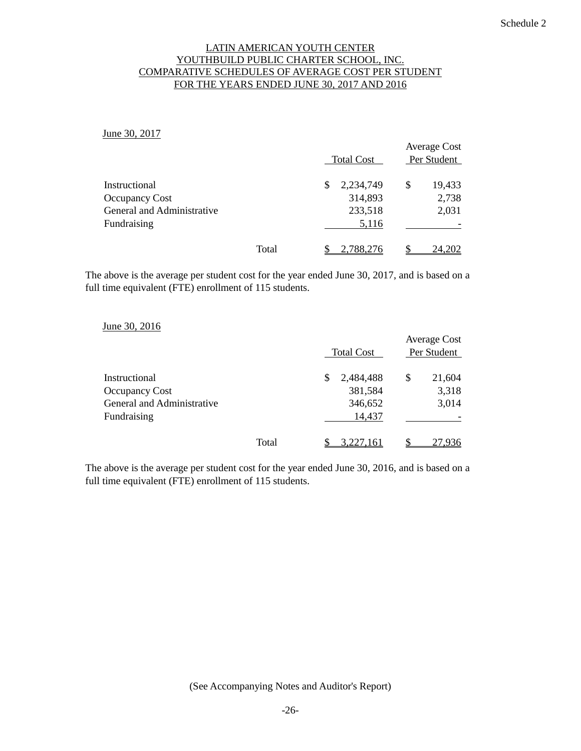Schedule 2

# LATIN AMERICAN YOUTH CENTER
# YOUTHBUILD PUBLIC CHARTER SCHOOL, INC.
## COMPARATIVE SCHEDULES OF AVERAGE COST PER STUDENT
## FOR THE YEARS ENDED JUNE 30, 2017 AND 2016

June 30, 2017

| | Total Cost | Average Cost Per Student |
|---|---|---|
| Instructional | $ 2,234,749 | $ 19,433 |
| Occupancy Cost | 314,893 | 2,738 |
| General and Administrative | 233,518 | 2,031 |
| Fundraising | 5,116 | - |
| Total | $ 2,788,276 | $ 24,202 |

The above is the average per student cost for the year ended June 30, 2017, and is based on a full time equivalent (FTE) enrollment of 115 students.

June 30, 2016

| | Total Cost | Average Cost Per Student |
|---|---|---|
| Instructional | $ 2,484,488 | $ 21,604 |
| Occupancy Cost | 381,584 | 3,318 |
| General and Administrative | 346,652 | 3,014 |
| Fundraising | 14,437 | - |
| Total | $ 3,227,161 | $ 27,936 |

The above is the average per student cost for the year ended June 30, 2016, and is based on a full time equivalent (FTE) enrollment of 115 students.

(See Accompanying Notes and Auditor's Report)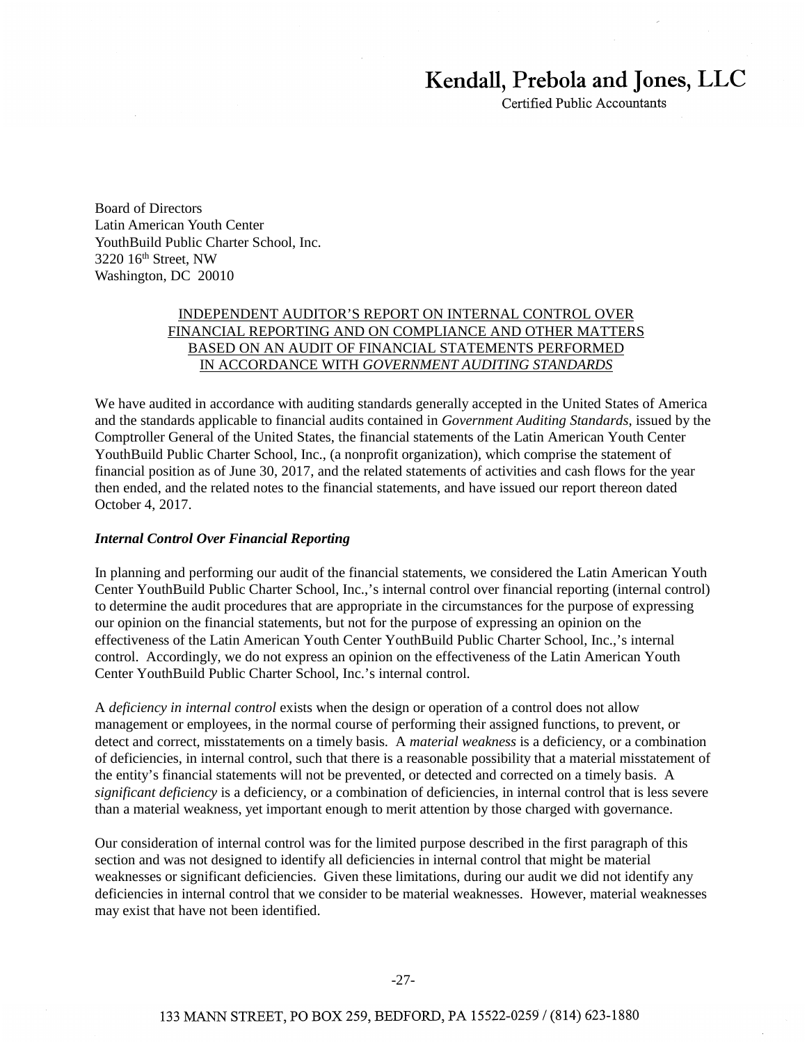# Kendall, Prebola and Jones, LLC

Certified Public Accountants

Board of Directors
Latin American Youth Center
YouthBuild Public Charter School, Inc.
3220 16th Street, NW
Washington, DC 20010

## INDEPENDENT AUDITOR'S REPORT ON INTERNAL CONTROL OVER FINANCIAL REPORTING AND ON COMPLIANCE AND OTHER MATTERS BASED ON AN AUDIT OF FINANCIAL STATEMENTS PERFORMED IN ACCORDANCE WITH *GOVERNMENT AUDITING STANDARDS*

We have audited in accordance with auditing standards generally accepted in the United States of America and the standards applicable to financial audits contained in *Government Auditing Standards*, issued by the Comptroller General of the United States, the financial statements of the Latin American Youth Center YouthBuild Public Charter School, Inc., (a nonprofit organization), which comprise the statement of financial position as of June 30, 2017, and the related statements of activities and cash flows for the year then ended, and the related notes to the financial statements, and have issued our report thereon dated October 4, 2017.

***Internal Control Over Financial Reporting***

In planning and performing our audit of the financial statements, we considered the Latin American Youth Center YouthBuild Public Charter School, Inc.,'s internal control over financial reporting (internal control) to determine the audit procedures that are appropriate in the circumstances for the purpose of expressing our opinion on the financial statements, but not for the purpose of expressing an opinion on the effectiveness of the Latin American Youth Center YouthBuild Public Charter School, Inc.,'s internal control. Accordingly, we do not express an opinion on the effectiveness of the Latin American Youth Center YouthBuild Public Charter School, Inc.'s internal control.

A *deficiency in internal control* exists when the design or operation of a control does not allow management or employees, in the normal course of performing their assigned functions, to prevent, or detect and correct, misstatements on a timely basis. A *material weakness* is a deficiency, or a combination of deficiencies, in internal control, such that there is a reasonable possibility that a material misstatement of the entity's financial statements will not be prevented, or detected and corrected on a timely basis. A *significant deficiency* is a deficiency, or a combination of deficiencies, in internal control that is less severe than a material weakness, yet important enough to merit attention by those charged with governance.

Our consideration of internal control was for the limited purpose described in the first paragraph of this section and was not designed to identify all deficiencies in internal control that might be material weaknesses or significant deficiencies. Given these limitations, during our audit we did not identify any deficiencies in internal control that we consider to be material weaknesses. However, material weaknesses may exist that have not been identified.

133 MANN STREET, PO BOX 259, BEDFORD, PA 15522-0259 / (814) 623-1880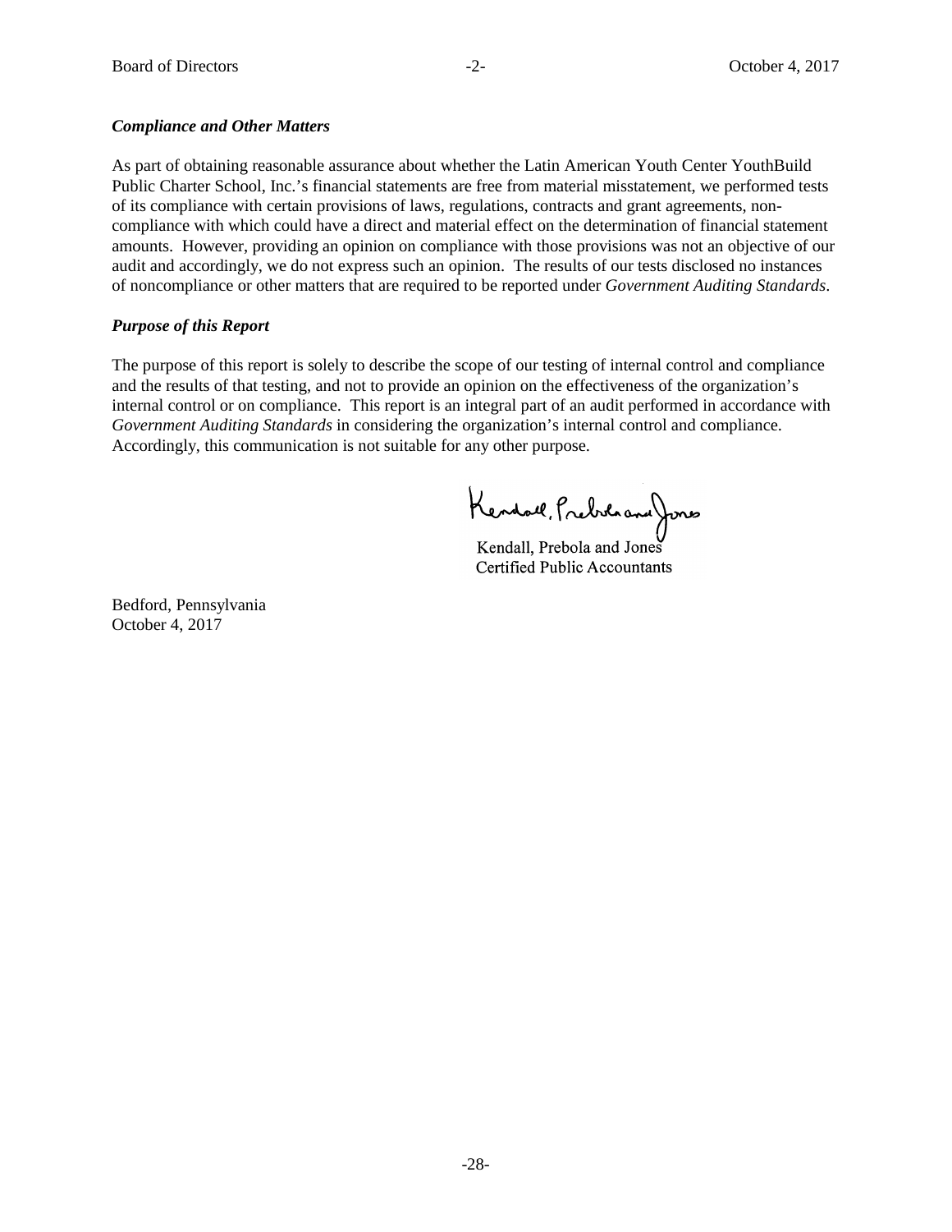### *Compliance and Other Matters*

As part of obtaining reasonable assurance about whether the Latin American Youth Center YouthBuild Public Charter School, Inc.'s financial statements are free from material misstatement, we performed tests of its compliance with certain provisions of laws, regulations, contracts and grant agreements, non-compliance with which could have a direct and material effect on the determination of financial statement amounts. However, providing an opinion on compliance with those provisions was not an objective of our audit and accordingly, we do not express such an opinion. The results of our tests disclosed no instances of noncompliance or other matters that are required to be reported under *Government Auditing Standards*.

### *Purpose of this Report*

The purpose of this report is solely to describe the scope of our testing of internal control and compliance and the results of that testing, and not to provide an opinion on the effectiveness of the organization's internal control or on compliance. This report is an integral part of an audit performed in accordance with *Government Auditing Standards* in considering the organization's internal control and compliance. Accordingly, this communication is not suitable for any other purpose.

Kendall, Prebola and Jones
Certified Public Accountants

Bedford, Pennsylvania
October 4, 2017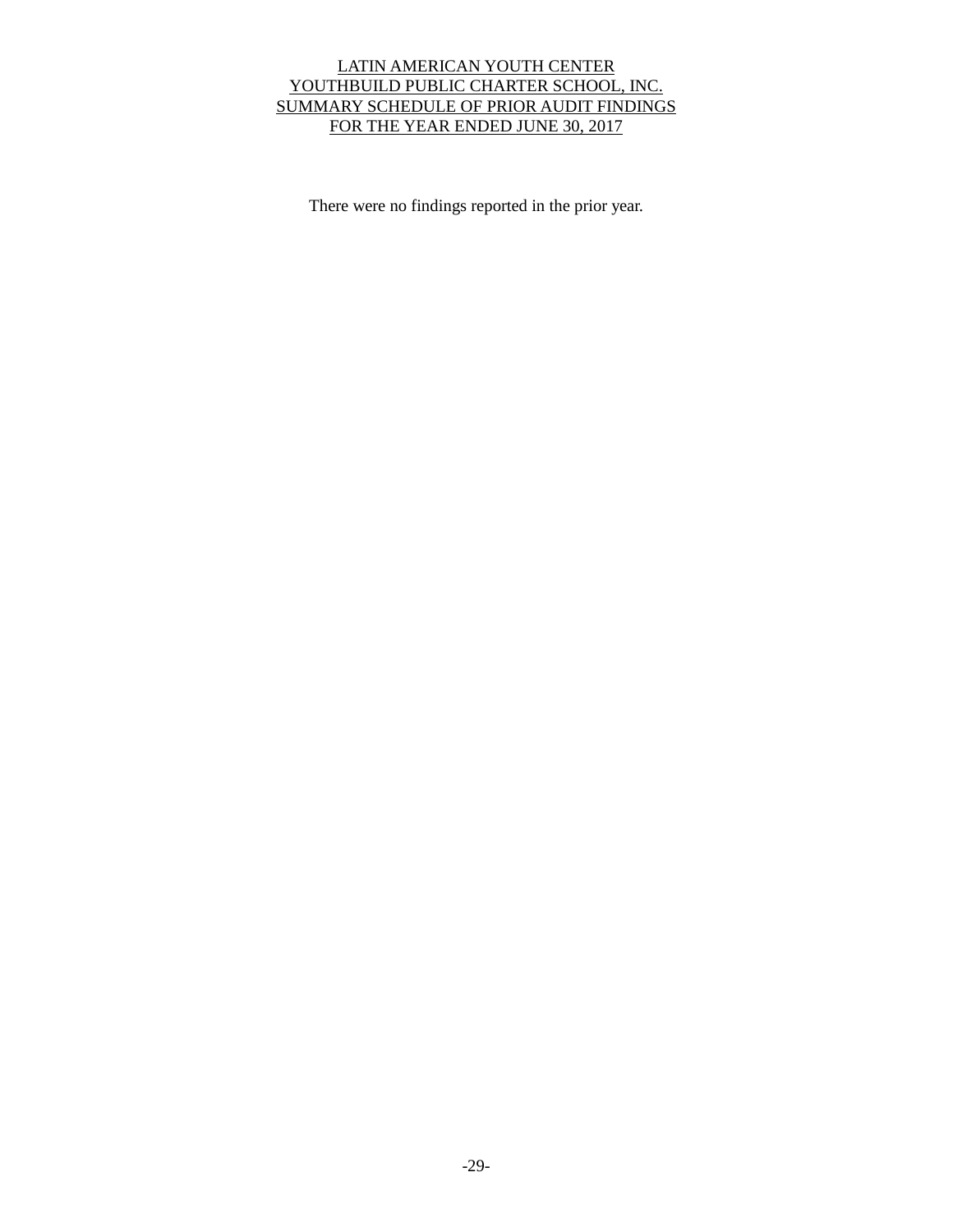# LATIN AMERICAN YOUTH CENTER
# YOUTHBUILD PUBLIC CHARTER SCHOOL, INC.
# SUMMARY SCHEDULE OF PRIOR AUDIT FINDINGS
# FOR THE YEAR ENDED JUNE 30, 2017

There were no findings reported in the prior year.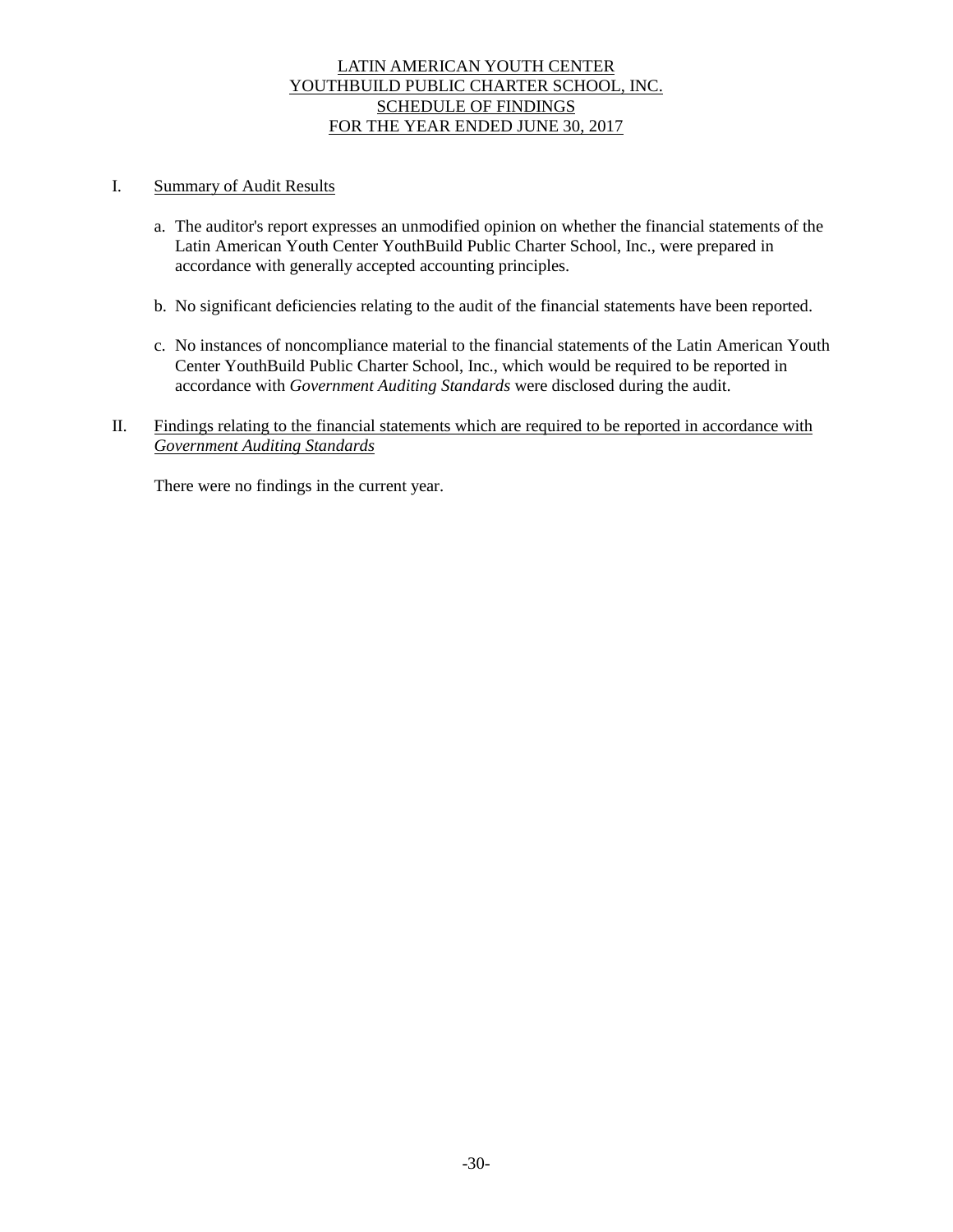# LATIN AMERICAN YOUTH CENTER
# YOUTHBUILD PUBLIC CHARTER SCHOOL, INC.
# SCHEDULE OF FINDINGS
# FOR THE YEAR ENDED JUNE 30, 2017

## I. Summary of Audit Results

a. The auditor's report expresses an unmodified opinion on whether the financial statements of the Latin American Youth Center YouthBuild Public Charter School, Inc., were prepared in accordance with generally accepted accounting principles.

b. No significant deficiencies relating to the audit of the financial statements have been reported.

c. No instances of noncompliance material to the financial statements of the Latin American Youth Center YouthBuild Public Charter School, Inc., which would be required to be reported in accordance with *Government Auditing Standards* were disclosed during the audit.

## II. Findings relating to the financial statements which are required to be reported in accordance with *Government Auditing Standards*

There were no findings in the current year.